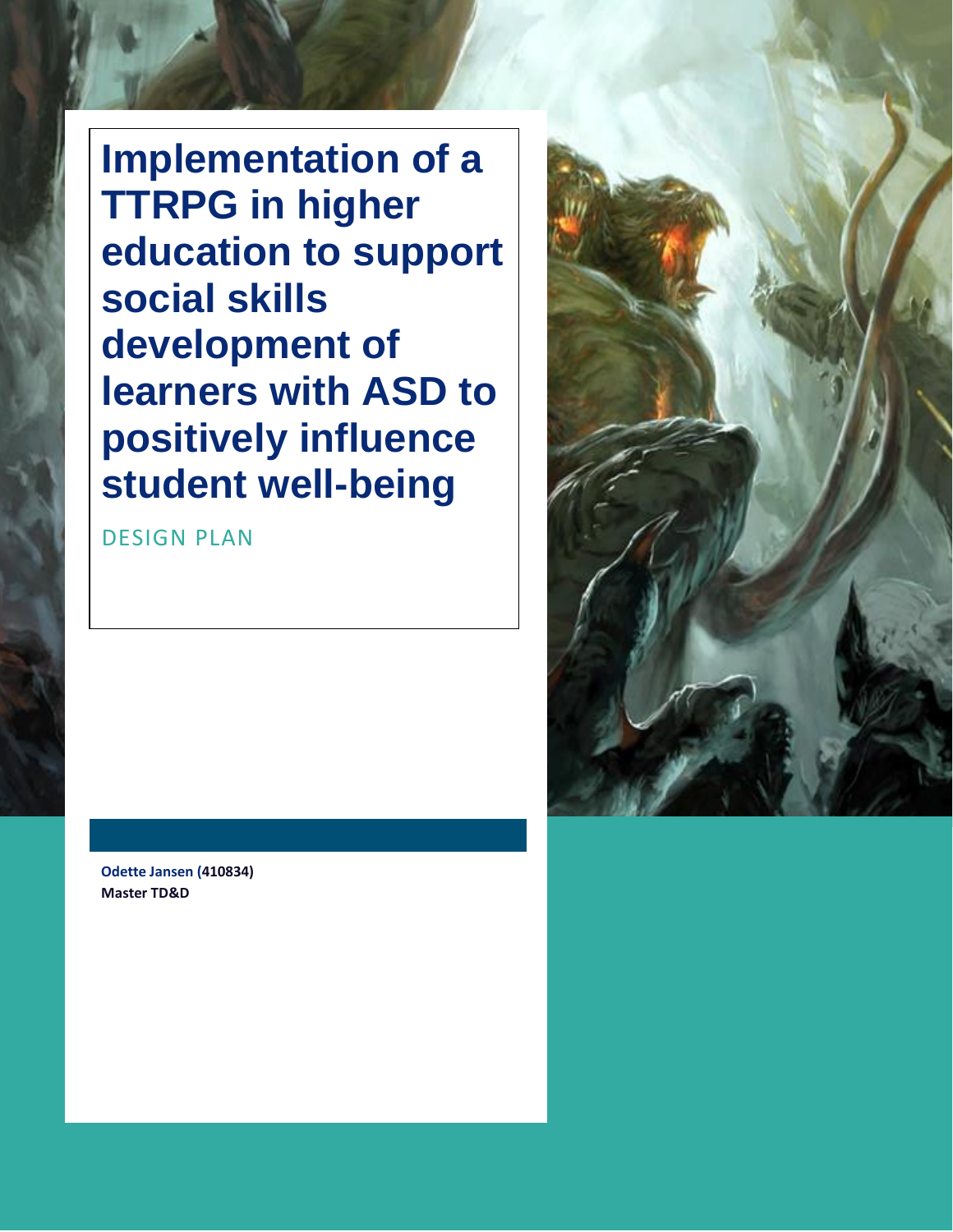# Implementation of a TTRPG in higher education to support social skills development of learners with ASD to positively influence student well-being

DESIGN PLAN

**Odette Jansen (410834)**
**Master TD&D**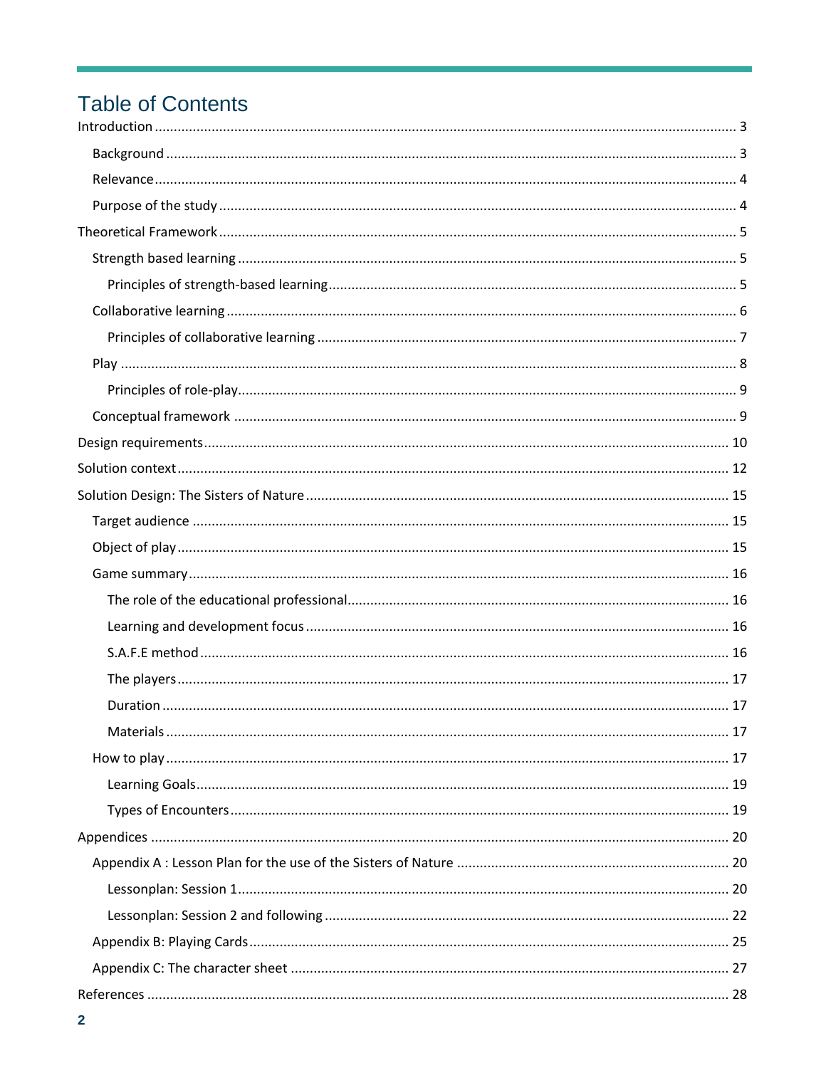# Table of Contents

Introduction ........ 3

- Background ........ 3
- Relevance ........ 4
- Purpose of the study ........ 4

Theoretical Framework ........ 5

- Strength based learning ........ 5
  - Principles of strength-based learning ........ 5
- Collaborative learning ........ 6
  - Principles of collaborative learning ........ 7
- Play ........ 8
  - Principles of role-play ........ 9
- Conceptual framework ........ 9

Design requirements ........ 10

Solution context ........ 12

Solution Design: The Sisters of Nature ........ 15

- Target audience ........ 15
- Object of play ........ 15
- Game summary ........ 16
  - The role of the educational professional ........ 16
  - Learning and development focus ........ 16
  - S.A.F.E method ........ 16
  - The players ........ 17
  - Duration ........ 17
  - Materials ........ 17
- How to play ........ 17
  - Learning Goals ........ 19
  - Types of Encounters ........ 19

Appendices ........ 20

- Appendix A : Lesson Plan for the use of the Sisters of Nature ........ 20
  - Lessonplan: Session 1 ........ 20
  - Lessonplan: Session 2 and following ........ 22
- Appendix B: Playing Cards ........ 25
- Appendix C: The character sheet ........ 27

References ........ 28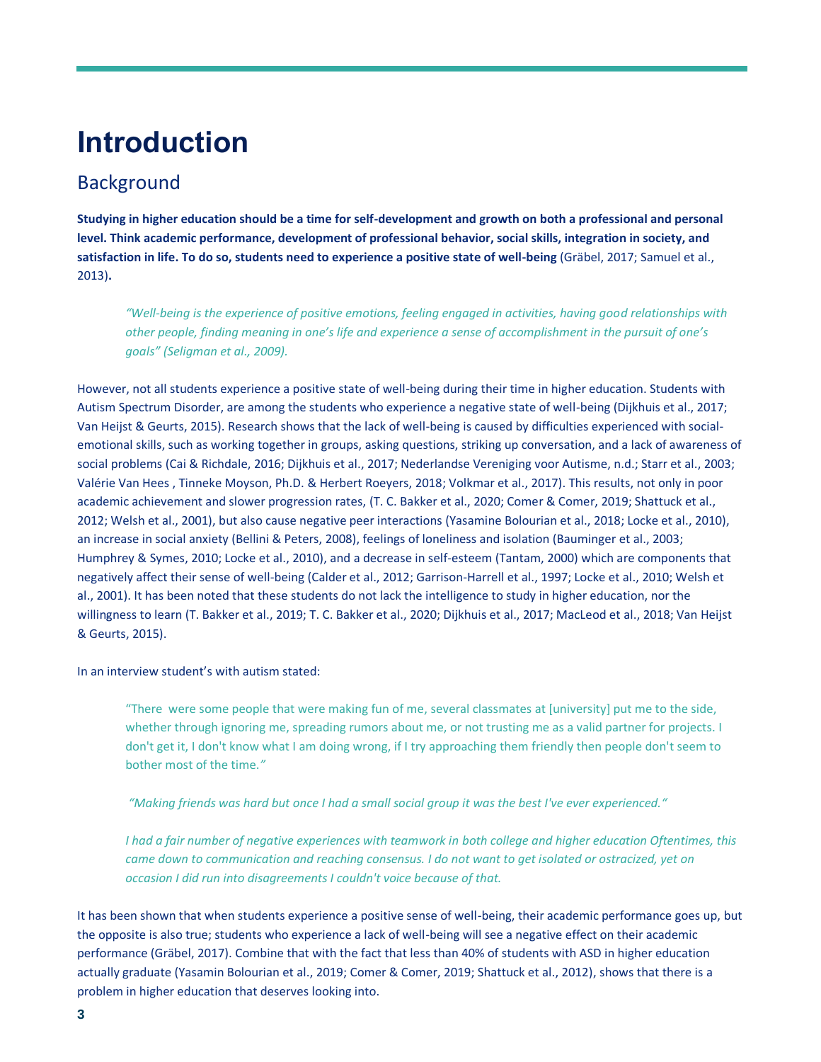# Introduction

## Background

**Studying in higher education should be a time for self-development and growth on both a professional and personal level. Think academic performance, development of professional behavior, social skills, integration in society, and satisfaction in life. To do so, students need to experience a positive state of well-being** (Gräbel, 2017; Samuel et al., 2013)**.**

> *"Well-being is the experience of positive emotions, feeling engaged in activities, having good relationships with other people, finding meaning in one's life and experience a sense of accomplishment in the pursuit of one's goals" (Seligman et al., 2009).*

However, not all students experience a positive state of well-being during their time in higher education. Students with Autism Spectrum Disorder, are among the students who experience a negative state of well-being (Dijkhuis et al., 2017; Van Heijst & Geurts, 2015). Research shows that the lack of well-being is caused by difficulties experienced with social-emotional skills, such as working together in groups, asking questions, striking up conversation, and a lack of awareness of social problems (Cai & Richdale, 2016; Dijkhuis et al., 2017; Nederlandse Vereniging voor Autisme, n.d.; Starr et al., 2003; Valérie Van Hees , Tinneke Moyson, Ph.D. & Herbert Roeyers, 2018; Volkmar et al., 2017). This results, not only in poor academic achievement and slower progression rates, (T. C. Bakker et al., 2020; Comer & Comer, 2019; Shattuck et al., 2012; Welsh et al., 2001), but also cause negative peer interactions (Yasamine Bolourian et al., 2018; Locke et al., 2010), an increase in social anxiety (Bellini & Peters, 2008), feelings of loneliness and isolation (Bauminger et al., 2003; Humphrey & Symes, 2010; Locke et al., 2010), and a decrease in self-esteem (Tantam, 2000) which are components that negatively affect their sense of well-being (Calder et al., 2012; Garrison-Harrell et al., 1997; Locke et al., 2010; Welsh et al., 2001). It has been noted that these students do not lack the intelligence to study in higher education, nor the willingness to learn (T. Bakker et al., 2019; T. C. Bakker et al., 2020; Dijkhuis et al., 2017; MacLeod et al., 2018; Van Heijst & Geurts, 2015).

In an interview student's with autism stated:

> "There were some people that were making fun of me, several classmates at [university] put me to the side, whether through ignoring me, spreading rumors about me, or not trusting me as a valid partner for projects. I don't get it, I don't know what I am doing wrong, if I try approaching them friendly then people don't seem to bother most of the time.*"*
>
> *"Making friends was hard but once I had a small social group it was the best I've ever experienced."*
>
> *I had a fair number of negative experiences with teamwork in both college and higher education Oftentimes, this came down to communication and reaching consensus. I do not want to get isolated or ostracized, yet on occasion I did run into disagreements I couldn't voice because of that.*

It has been shown that when students experience a positive sense of well-being, their academic performance goes up, but the opposite is also true; students who experience a lack of well-being will see a negative effect on their academic performance (Gräbel, 2017). Combine that with the fact that less than 40% of students with ASD in higher education actually graduate (Yasamin Bolourian et al., 2019; Comer & Comer, 2019; Shattuck et al., 2012), shows that there is a problem in higher education that deserves looking into.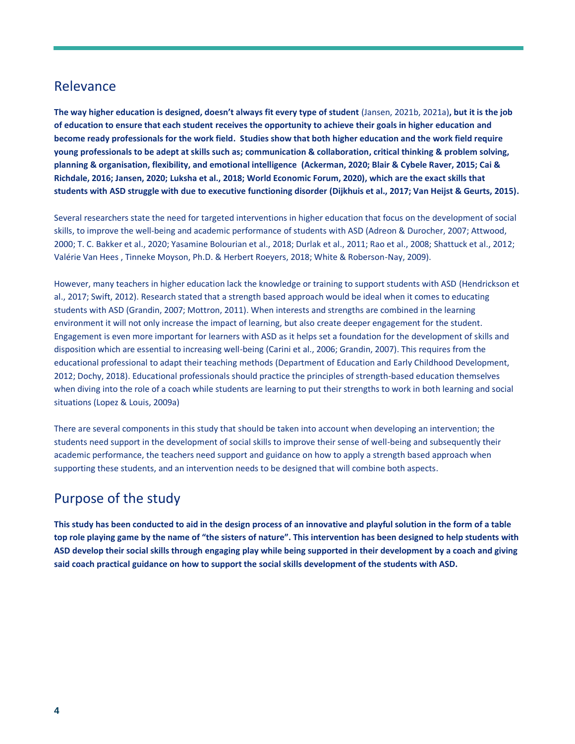## Relevance

**The way higher education is designed, doesn't always fit every type of student** (Jansen, 2021b, 2021a)**, but it is the job of education to ensure that each student receives the opportunity to achieve their goals in higher education and become ready professionals for the work field. Studies show that both higher education and the work field require young professionals to be adept at skills such as; communication & collaboration, critical thinking & problem solving, planning & organisation, flexibility, and emotional intelligence (Ackerman, 2020; Blair & Cybele Raver, 2015; Cai & Richdale, 2016; Jansen, 2020; Luksha et al., 2018; World Economic Forum, 2020), which are the exact skills that students with ASD struggle with due to executive functioning disorder (Dijkhuis et al., 2017; Van Heijst & Geurts, 2015).**

Several researchers state the need for targeted interventions in higher education that focus on the development of social skills, to improve the well-being and academic performance of students with ASD (Adreon & Durocher, 2007; Attwood, 2000; T. C. Bakker et al., 2020; Yasamine Bolourian et al., 2018; Durlak et al., 2011; Rao et al., 2008; Shattuck et al., 2012; Valérie Van Hees , Tinneke Moyson, Ph.D. & Herbert Roeyers, 2018; White & Roberson-Nay, 2009).

However, many teachers in higher education lack the knowledge or training to support students with ASD (Hendrickson et al., 2017; Swift, 2012). Research stated that a strength based approach would be ideal when it comes to educating students with ASD (Grandin, 2007; Mottron, 2011). When interests and strengths are combined in the learning environment it will not only increase the impact of learning, but also create deeper engagement for the student. Engagement is even more important for learners with ASD as it helps set a foundation for the development of skills and disposition which are essential to increasing well-being (Carini et al., 2006; Grandin, 2007). This requires from the educational professional to adapt their teaching methods (Department of Education and Early Childhood Development, 2012; Dochy, 2018). Educational professionals should practice the principles of strength-based education themselves when diving into the role of a coach while students are learning to put their strengths to work in both learning and social situations (Lopez & Louis, 2009a)

There are several components in this study that should be taken into account when developing an intervention; the students need support in the development of social skills to improve their sense of well-being and subsequently their academic performance, the teachers need support and guidance on how to apply a strength based approach when supporting these students, and an intervention needs to be designed that will combine both aspects.

## Purpose of the study

**This study has been conducted to aid in the design process of an innovative and playful solution in the form of a table top role playing game by the name of "the sisters of nature". This intervention has been designed to help students with ASD develop their social skills through engaging play while being supported in their development by a coach and giving said coach practical guidance on how to support the social skills development of the students with ASD.**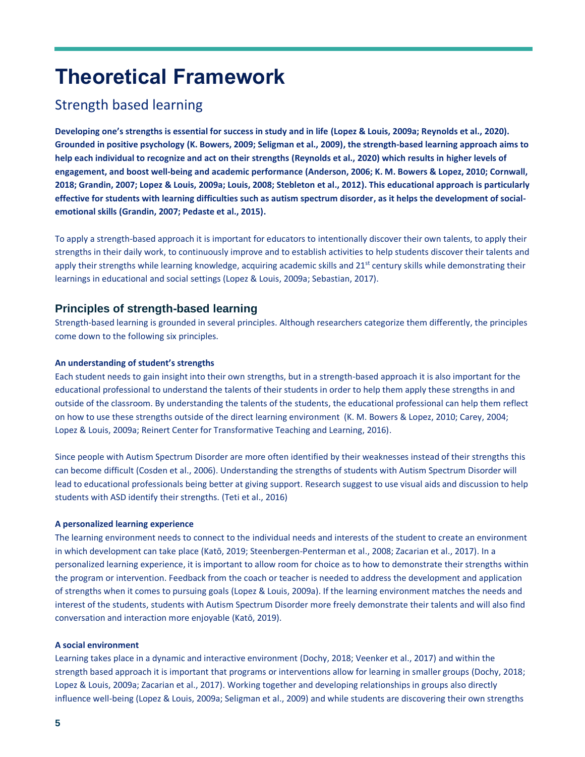# Theoretical Framework

## Strength based learning

**Developing one's strengths is essential for success in study and in life (Lopez & Louis, 2009a; Reynolds et al., 2020). Grounded in positive psychology (K. Bowers, 2009; Seligman et al., 2009), the strength-based learning approach aims to help each individual to recognize and act on their strengths (Reynolds et al., 2020) which results in higher levels of engagement, and boost well-being and academic performance (Anderson, 2006; K. M. Bowers & Lopez, 2010; Cornwall, 2018; Grandin, 2007; Lopez & Louis, 2009a; Louis, 2008; Stebleton et al., 2012). This educational approach is particularly effective for students with learning difficulties such as autism spectrum disorder, as it helps the development of social-emotional skills (Grandin, 2007; Pedaste et al., 2015).**

To apply a strength-based approach it is important for educators to intentionally discover their own talents, to apply their strengths in their daily work, to continuously improve and to establish activities to help students discover their talents and apply their strengths while learning knowledge, acquiring academic skills and 21st century skills while demonstrating their learnings in educational and social settings (Lopez & Louis, 2009a; Sebastian, 2017).

### Principles of strength-based learning

Strength-based learning is grounded in several principles. Although researchers categorize them differently, the principles come down to the following six principles.

#### An understanding of student's strengths

Each student needs to gain insight into their own strengths, but in a strength-based approach it is also important for the educational professional to understand the talents of their students in order to help them apply these strengths in and outside of the classroom. By understanding the talents of the students, the educational professional can help them reflect on how to use these strengths outside of the direct learning environment (K. M. Bowers & Lopez, 2010; Carey, 2004; Lopez & Louis, 2009a; Reinert Center for Transformative Teaching and Learning, 2016).

Since people with Autism Spectrum Disorder are more often identified by their weaknesses instead of their strengths this can become difficult (Cosden et al., 2006). Understanding the strengths of students with Autism Spectrum Disorder will lead to educational professionals being better at giving support. Research suggest to use visual aids and discussion to help students with ASD identify their strengths. (Teti et al., 2016)

#### A personalized learning experience

The learning environment needs to connect to the individual needs and interests of the student to create an environment in which development can take place (Katō, 2019; Steenbergen-Penterman et al., 2008; Zacarian et al., 2017). In a personalized learning experience, it is important to allow room for choice as to how to demonstrate their strengths within the program or intervention. Feedback from the coach or teacher is needed to address the development and application of strengths when it comes to pursuing goals (Lopez & Louis, 2009a). If the learning environment matches the needs and interest of the students, students with Autism Spectrum Disorder more freely demonstrate their talents and will also find conversation and interaction more enjoyable (Katō, 2019).

#### A social environment

Learning takes place in a dynamic and interactive environment (Dochy, 2018; Veenker et al., 2017) and within the strength based approach it is important that programs or interventions allow for learning in smaller groups (Dochy, 2018; Lopez & Louis, 2009a; Zacarian et al., 2017). Working together and developing relationships in groups also directly influence well-being (Lopez & Louis, 2009a; Seligman et al., 2009) and while students are discovering their own strengths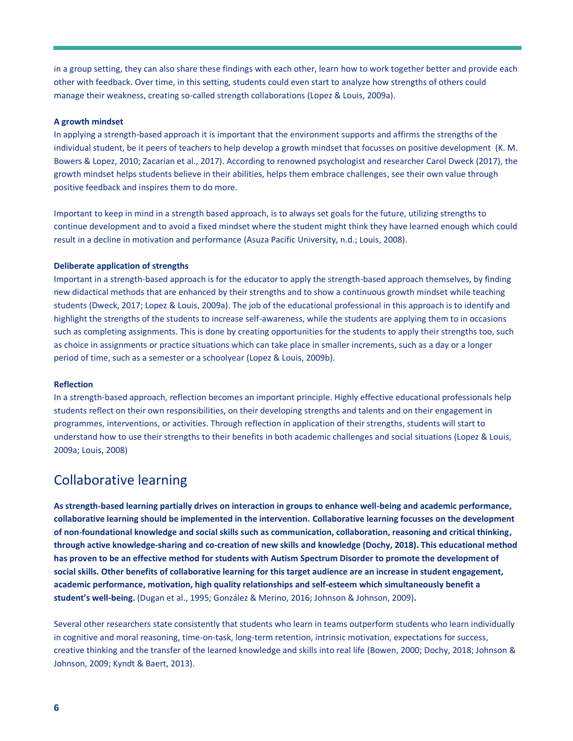in a group setting, they can also share these findings with each other, learn how to work together better and provide each other with feedback. Over time, in this setting, students could even start to analyze how strengths of others could manage their weakness, creating so-called strength collaborations (Lopez & Louis, 2009a).

#### A growth mindset

In applying a strength-based approach it is important that the environment supports and affirms the strengths of the individual student, be it peers of teachers to help develop a growth mindset that focusses on positive development (K. M. Bowers & Lopez, 2010; Zacarian et al., 2017). According to renowned psychologist and researcher Carol Dweck (2017), the growth mindset helps students believe in their abilities, helps them embrace challenges, see their own value through positive feedback and inspires them to do more.

Important to keep in mind in a strength based approach, is to always set goals for the future, utilizing strengths to continue development and to avoid a fixed mindset where the student might think they have learned enough which could result in a decline in motivation and performance (Asuza Pacific University, n.d.; Louis, 2008).

#### Deliberate application of strengths

Important in a strength-based approach is for the educator to apply the strength-based approach themselves, by finding new didactical methods that are enhanced by their strengths and to show a continuous growth mindset while teaching students (Dweck, 2017; Lopez & Louis, 2009a). The job of the educational professional in this approach is to identify and highlight the strengths of the students to increase self-awareness, while the students are applying them to in occasions such as completing assignments. This is done by creating opportunities for the students to apply their strengths too, such as choice in assignments or practice situations which can take place in smaller increments, such as a day or a longer period of time, such as a semester or a schoolyear (Lopez & Louis, 2009b).

#### Reflection

In a strength-based approach, reflection becomes an important principle. Highly effective educational professionals help students reflect on their own responsibilities, on their developing strengths and talents and on their engagement in programmes, interventions, or activities. Through reflection in application of their strengths, students will start to understand how to use their strengths to their benefits in both academic challenges and social situations (Lopez & Louis, 2009a; Louis, 2008)

## Collaborative learning

**As strength-based learning partially drives on interaction in groups to enhance well-being and academic performance, collaborative learning should be implemented in the intervention. Collaborative learning focusses on the development of non-foundational knowledge and social skills such as communication, collaboration, reasoning and critical thinking, through active knowledge-sharing and co-creation of new skills and knowledge (Dochy, 2018). This educational method has proven to be an effective method for students with Autism Spectrum Disorder to promote the development of social skills. Other benefits of collaborative learning for this target audience are an increase in student engagement, academic performance, motivation, high quality relationships and self-esteem which simultaneously benefit a student's well-being.** (Dugan et al., 1995; González & Merino, 2016; Johnson & Johnson, 2009)**.**

Several other researchers state consistently that students who learn in teams outperform students who learn individually in cognitive and moral reasoning, time-on-task, long-term retention, intrinsic motivation, expectations for success, creative thinking and the transfer of the learned knowledge and skills into real life (Bowen, 2000; Dochy, 2018; Johnson & Johnson, 2009; Kyndt & Baert, 2013).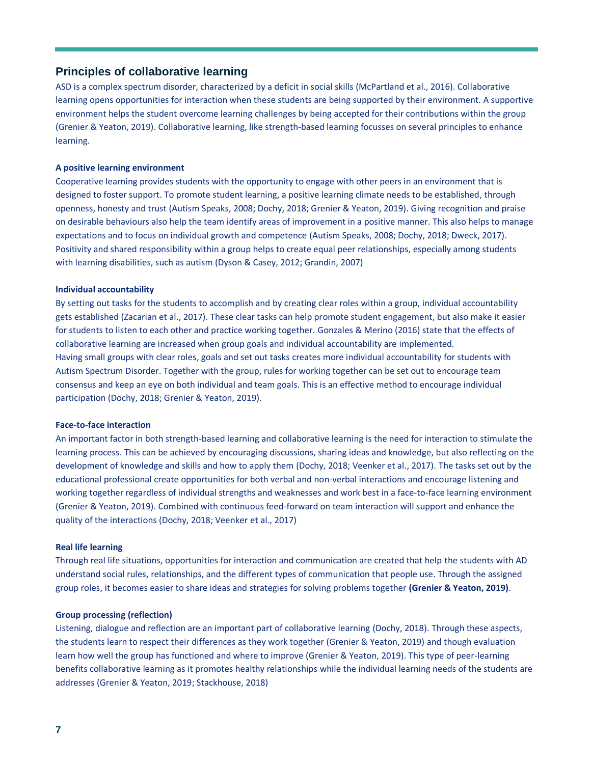## Principles of collaborative learning

ASD is a complex spectrum disorder, characterized by a deficit in social skills (McPartland et al., 2016). Collaborative learning opens opportunities for interaction when these students are being supported by their environment. A supportive environment helps the student overcome learning challenges by being accepted for their contributions within the group (Grenier & Yeaton, 2019). Collaborative learning, like strength-based learning focusses on several principles to enhance learning.

### A positive learning environment

Cooperative learning provides students with the opportunity to engage with other peers in an environment that is designed to foster support. To promote student learning, a positive learning climate needs to be established, through openness, honesty and trust (Autism Speaks, 2008; Dochy, 2018; Grenier & Yeaton, 2019). Giving recognition and praise on desirable behaviours also help the team identify areas of improvement in a positive manner. This also helps to manage expectations and to focus on individual growth and competence (Autism Speaks, 2008; Dochy, 2018; Dweck, 2017). Positivity and shared responsibility within a group helps to create equal peer relationships, especially among students with learning disabilities, such as autism (Dyson & Casey, 2012; Grandin, 2007)

### Individual accountability

By setting out tasks for the students to accomplish and by creating clear roles within a group, individual accountability gets established (Zacarian et al., 2017). These clear tasks can help promote student engagement, but also make it easier for students to listen to each other and practice working together. Gonzales & Merino (2016) state that the effects of collaborative learning are increased when group goals and individual accountability are implemented.
Having small groups with clear roles, goals and set out tasks creates more individual accountability for students with Autism Spectrum Disorder. Together with the group, rules for working together can be set out to encourage team consensus and keep an eye on both individual and team goals. This is an effective method to encourage individual participation (Dochy, 2018; Grenier & Yeaton, 2019).

### Face-to-face interaction

An important factor in both strength-based learning and collaborative learning is the need for interaction to stimulate the learning process. This can be achieved by encouraging discussions, sharing ideas and knowledge, but also reflecting on the development of knowledge and skills and how to apply them (Dochy, 2018; Veenker et al., 2017). The tasks set out by the educational professional create opportunities for both verbal and non-verbal interactions and encourage listening and working together regardless of individual strengths and weaknesses and work best in a face-to-face learning environment (Grenier & Yeaton, 2019). Combined with continuous feed-forward on team interaction will support and enhance the quality of the interactions (Dochy, 2018; Veenker et al., 2017)

### Real life learning

Through real life situations, opportunities for interaction and communication are created that help the students with AD understand social rules, relationships, and the different types of communication that people use. Through the assigned group roles, it becomes easier to share ideas and strategies for solving problems together **(Grenier & Yeaton, 2019)**.

### Group processing (reflection)

Listening, dialogue and reflection are an important part of collaborative learning (Dochy, 2018). Through these aspects, the students learn to respect their differences as they work together (Grenier & Yeaton, 2019) and though evaluation learn how well the group has functioned and where to improve (Grenier & Yeaton, 2019). This type of peer-learning benefits collaborative learning as it promotes healthy relationships while the individual learning needs of the students are addresses (Grenier & Yeaton, 2019; Stackhouse, 2018)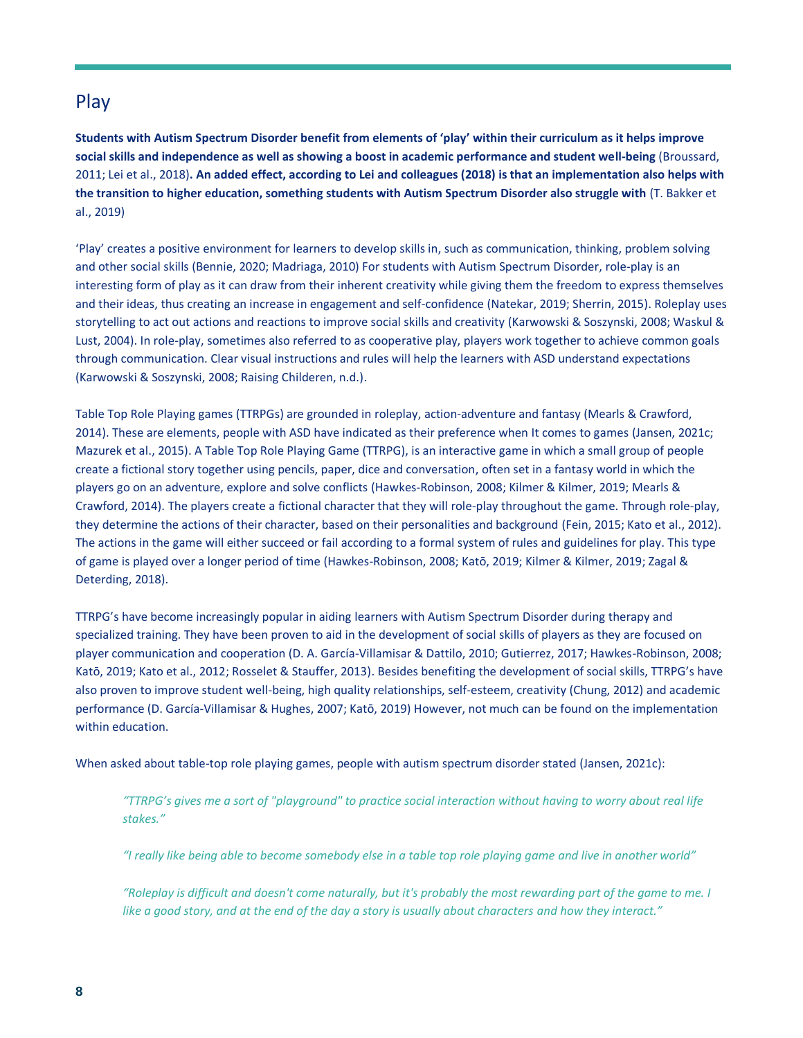## Play

**Students with Autism Spectrum Disorder benefit from elements of 'play' within their curriculum as it helps improve social skills and independence as well as showing a boost in academic performance and student well-being** (Broussard, 2011; Lei et al., 2018)**. An added effect, according to Lei and colleagues (2018) is that an implementation also helps with the transition to higher education, something students with Autism Spectrum Disorder also struggle with** (T. Bakker et al., 2019)

'Play' creates a positive environment for learners to develop skills in, such as communication, thinking, problem solving and other social skills (Bennie, 2020; Madriaga, 2010) For students with Autism Spectrum Disorder, role-play is an interesting form of play as it can draw from their inherent creativity while giving them the freedom to express themselves and their ideas, thus creating an increase in engagement and self-confidence (Natekar, 2019; Sherrin, 2015). Roleplay uses storytelling to act out actions and reactions to improve social skills and creativity (Karwowski & Soszynski, 2008; Waskul & Lust, 2004). In role-play, sometimes also referred to as cooperative play, players work together to achieve common goals through communication. Clear visual instructions and rules will help the learners with ASD understand expectations (Karwowski & Soszynski, 2008; Raising Childeren, n.d.).

Table Top Role Playing games (TTRPGs) are grounded in roleplay, action-adventure and fantasy (Mearls & Crawford, 2014). These are elements, people with ASD have indicated as their preference when It comes to games (Jansen, 2021c; Mazurek et al., 2015). A Table Top Role Playing Game (TTRPG), is an interactive game in which a small group of people create a fictional story together using pencils, paper, dice and conversation, often set in a fantasy world in which the players go on an adventure, explore and solve conflicts (Hawkes-Robinson, 2008; Kilmer & Kilmer, 2019; Mearls & Crawford, 2014). The players create a fictional character that they will role-play throughout the game. Through role-play, they determine the actions of their character, based on their personalities and background (Fein, 2015; Kato et al., 2012). The actions in the game will either succeed or fail according to a formal system of rules and guidelines for play. This type of game is played over a longer period of time (Hawkes-Robinson, 2008; Katō, 2019; Kilmer & Kilmer, 2019; Zagal & Deterding, 2018).

TTRPG's have become increasingly popular in aiding learners with Autism Spectrum Disorder during therapy and specialized training. They have been proven to aid in the development of social skills of players as they are focused on player communication and cooperation (D. A. García-Villamisar & Dattilo, 2010; Gutierrez, 2017; Hawkes-Robinson, 2008; Katō, 2019; Kato et al., 2012; Rosselet & Stauffer, 2013). Besides benefiting the development of social skills, TTRPG's have also proven to improve student well-being, high quality relationships, self-esteem, creativity (Chung, 2012) and academic performance (D. García-Villamisar & Hughes, 2007; Katō, 2019) However, not much can be found on the implementation within education.

When asked about table-top role playing games, people with autism spectrum disorder stated (Jansen, 2021c):

> *"TTRPG's gives me a sort of "playground" to practice social interaction without having to worry about real life stakes."*
>
> *"I really like being able to become somebody else in a table top role playing game and live in another world"*
>
> *"Roleplay is difficult and doesn't come naturally, but it's probably the most rewarding part of the game to me. I like a good story, and at the end of the day a story is usually about characters and how they interact."*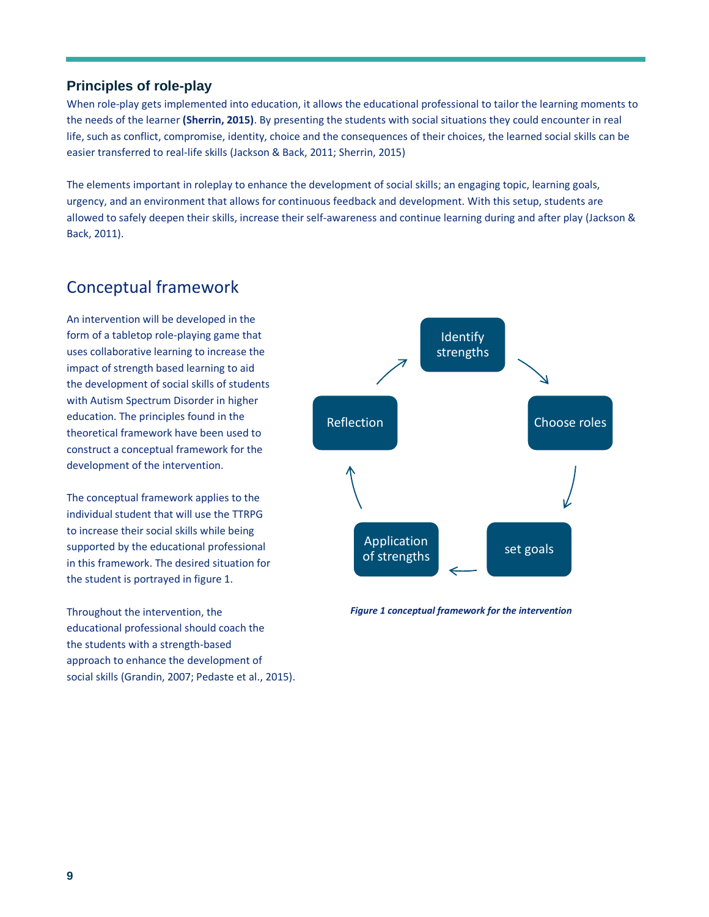### Principles of role-play

When role-play gets implemented into education, it allows the educational professional to tailor the learning moments to the needs of the learner **(Sherrin, 2015)**. By presenting the students with social situations they could encounter in real life, such as conflict, compromise, identity, choice and the consequences of their choices, the learned social skills can be easier transferred to real-life skills (Jackson & Back, 2011; Sherrin, 2015)

The elements important in roleplay to enhance the development of social skills; an engaging topic, learning goals, urgency, and an environment that allows for continuous feedback and development. With this setup, students are allowed to safely deepen their skills, increase their self-awareness and continue learning during and after play (Jackson & Back, 2011).

## Conceptual framework

An intervention will be developed in the form of a tabletop role-playing game that uses collaborative learning to increase the impact of strength based learning to aid the development of social skills of students with Autism Spectrum Disorder in higher education. The principles found in the theoretical framework have been used to construct a conceptual framework for the development of the intervention.

The conceptual framework applies to the individual student that will use the TTRPG to increase their social skills while being supported by the educational professional in this framework. The desired situation for the student is portrayed in figure 1.

Throughout the intervention, the educational professional should coach the the students with a strength-based approach to enhance the development of social skills (Grandin, 2007; Pedaste et al., 2015).

Identify strengths → Choose roles → set goals → Application of strengths → Reflection → Identify strengths

***Figure 1 conceptual framework for the intervention***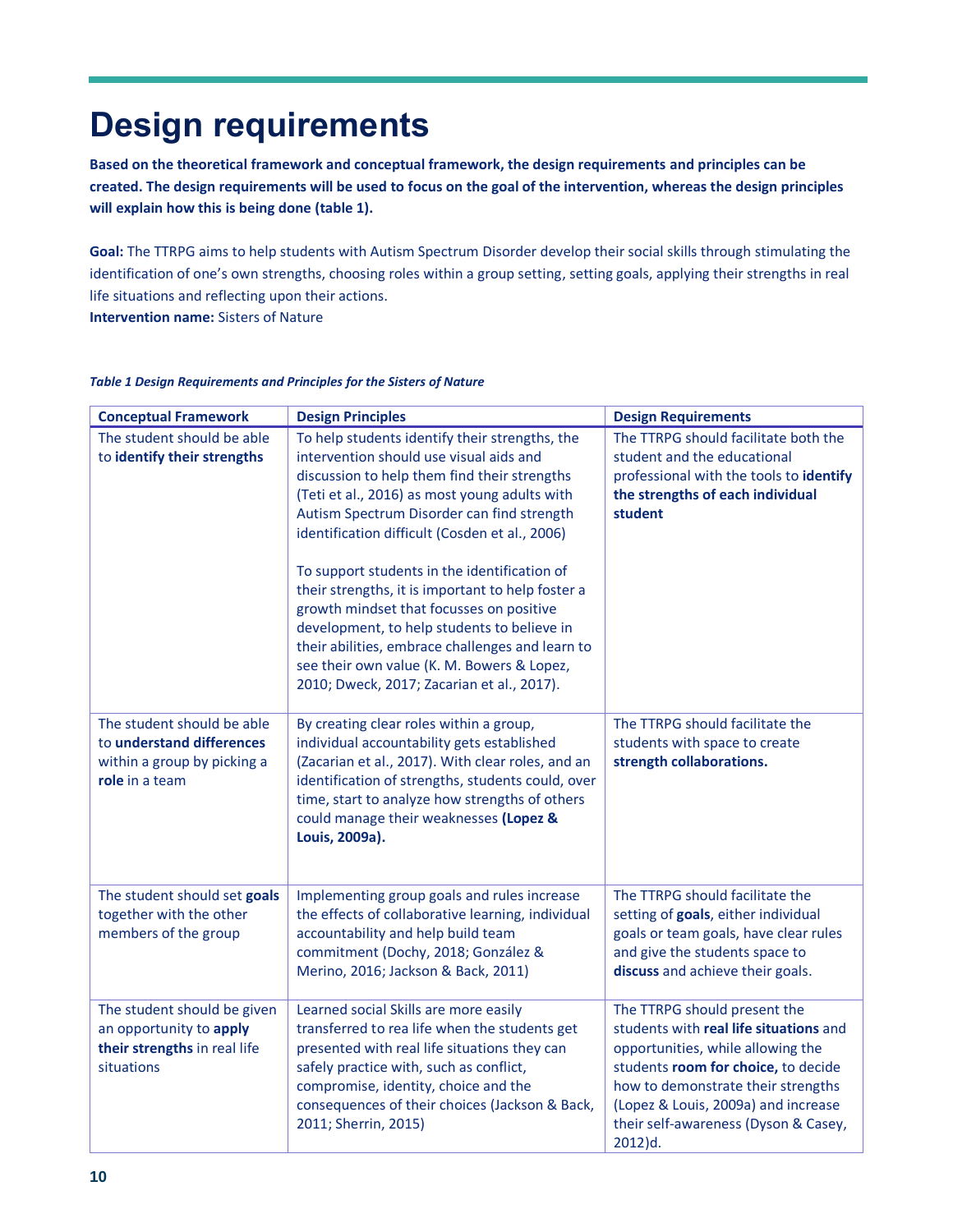# Design requirements

**Based on the theoretical framework and conceptual framework, the design requirements and principles can be created. The design requirements will be used to focus on the goal of the intervention, whereas the design principles will explain how this is being done (table 1).**

**Goal:** The TTRPG aims to help students with Autism Spectrum Disorder develop their social skills through stimulating the identification of one's own strengths, choosing roles within a group setting, setting goals, applying their strengths in real life situations and reflecting upon their actions.
**Intervention name:** Sisters of Nature

***Table 1 Design Requirements and Principles for the Sisters of Nature***

| Conceptual Framework | Design Principles | Design Requirements |
|---|---|---|
| The student should be able to **identify their strengths** | To help students identify their strengths, the intervention should use visual aids and discussion to help them find their strengths (Teti et al., 2016) as most young adults with Autism Spectrum Disorder can find strength identification difficult (Cosden et al., 2006)<br><br>To support students in the identification of their strengths, it is important to help foster a growth mindset that focusses on positive development, to help students to believe in their abilities, embrace challenges and learn to see their own value (K. M. Bowers & Lopez, 2010; Dweck, 2017; Zacarian et al., 2017). | The TTRPG should facilitate both the student and the educational professional with the tools to **identify the strengths of each individual student** |
| The student should be able to **understand differences** within a group by picking a **role** in a team | By creating clear roles within a group, individual accountability gets established (Zacarian et al., 2017). With clear roles, and an identification of strengths, students could, over time, start to analyze how strengths of others could manage their weaknesses **(Lopez & Louis, 2009a).** | The TTRPG should facilitate the students with space to create **strength collaborations.** |
| The student should set **goals** together with the other members of the group | Implementing group goals and rules increase the effects of collaborative learning, individual accountability and help build team commitment (Dochy, 2018; González & Merino, 2016; Jackson & Back, 2011) | The TTRPG should facilitate the setting of **goals**, either individual goals or team goals, have clear rules and give the students space to **discuss** and achieve their goals. |
| The student should be given an opportunity to **apply their strengths** in real life situations | Learned social Skills are more easily transferred to rea life when the students get presented with real life situations they can safely practice with, such as conflict, compromise, identity, choice and the consequences of their choices (Jackson & Back, 2011; Sherrin, 2015) | The TTRPG should present the students with **real life situations** and opportunities, while allowing the students **room for choice,** to decide how to demonstrate their strengths (Lopez & Louis, 2009a) and increase their self-awareness (Dyson & Casey, 2012)d. |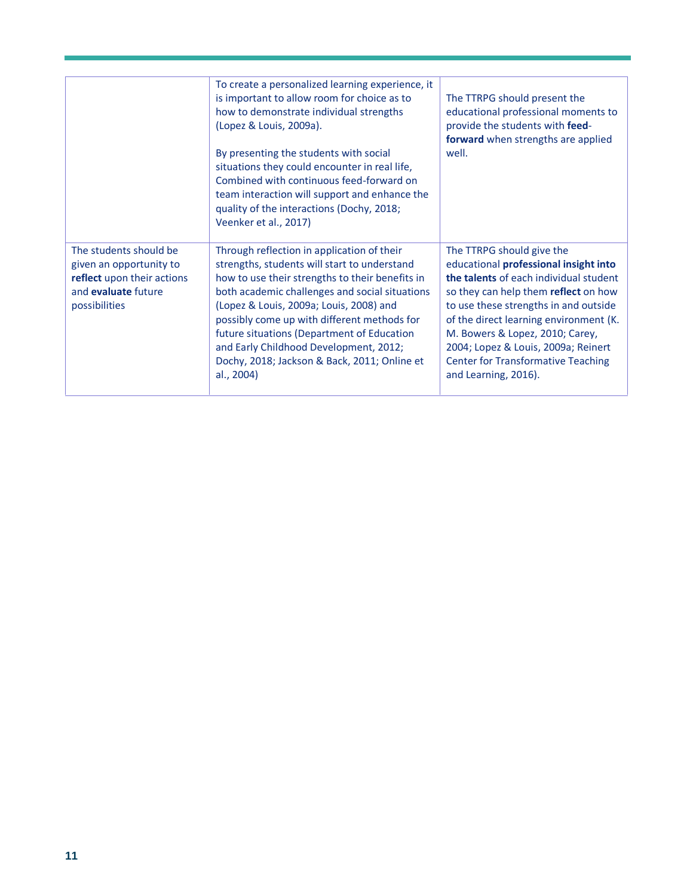| | | |
|---|---|---|
| | To create a personalized learning experience, it is important to allow room for choice as to how to demonstrate individual strengths (Lopez & Louis, 2009a).<br><br>By presenting the students with social situations they could encounter in real life, Combined with continuous feed-forward on team interaction will support and enhance the quality of the interactions (Dochy, 2018; Veenker et al., 2017) | The TTRPG should present the educational professional moments to provide the students with **feed-forward** when strengths are applied well. |
| The students should be given an opportunity to **reflect** upon their actions and **evaluate** future possibilities | Through reflection in application of their strengths, students will start to understand how to use their strengths to their benefits in both academic challenges and social situations (Lopez & Louis, 2009a; Louis, 2008) and possibly come up with different methods for future situations (Department of Education and Early Childhood Development, 2012; Dochy, 2018; Jackson & Back, 2011; Online et al., 2004) | The TTRPG should give the educational **professional insight into the talents** of each individual student so they can help them **reflect** on how to use these strengths in and outside of the direct learning environment (K. M. Bowers & Lopez, 2010; Carey, 2004; Lopez & Louis, 2009a; Reinert Center for Transformative Teaching and Learning, 2016). |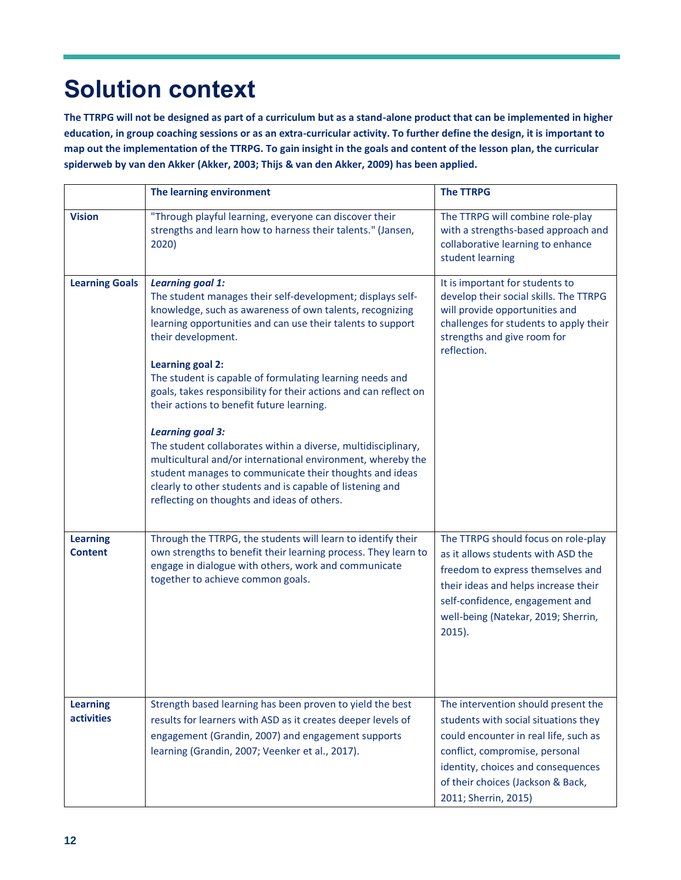# Solution context

**The TTRPG will not be designed as part of a curriculum but as a stand-alone product that can be implemented in higher education, in group coaching sessions or as an extra-curricular activity. To further define the design, it is important to map out the implementation of the TTRPG. To gain insight in the goals and content of the lesson plan, the curricular spiderweb by van den Akker (Akker, 2003; Thijs & van den Akker, 2009) has been applied.**

| | **The learning environment** | **The TTRPG** |
|---|---|---|
| **Vision** | "Through playful learning, everyone can discover their strengths and learn how to harness their talents." (Jansen, 2020) | The TTRPG will combine role-play with a strengths-based approach and collaborative learning to enhance student learning |
| **Learning Goals** | ***Learning goal 1:*** The student manages their self-development; displays self-knowledge, such as awareness of own talents, recognizing learning opportunities and can use their talents to support their development.<br><br>**Learning goal 2:** The student is capable of formulating learning needs and goals, takes responsibility for their actions and can reflect on their actions to benefit future learning.<br><br>***Learning goal 3:*** The student collaborates within a diverse, multidisciplinary, multicultural and/or international environment, whereby the student manages to communicate their thoughts and ideas clearly to other students and is capable of listening and reflecting on thoughts and ideas of others. | It is important for students to develop their social skills. The TTRPG will provide opportunities and challenges for students to apply their strengths and give room for reflection. |
| **Learning Content** | Through the TTRPG, the students will learn to identify their own strengths to benefit their learning process. They learn to engage in dialogue with others, work and communicate together to achieve common goals. | The TTRPG should focus on role-play as it allows students with ASD the freedom to express themselves and their ideas and helps increase their self-confidence, engagement and well-being (Natekar, 2019; Sherrin, 2015). |
| **Learning activities** | Strength based learning has been proven to yield the best results for learners with ASD as it creates deeper levels of engagement (Grandin, 2007) and engagement supports learning (Grandin, 2007; Veenker et al., 2017). | The intervention should present the students with social situations they could encounter in real life, such as conflict, compromise, personal identity, choices and consequences of their choices (Jackson & Back, 2011; Sherrin, 2015) |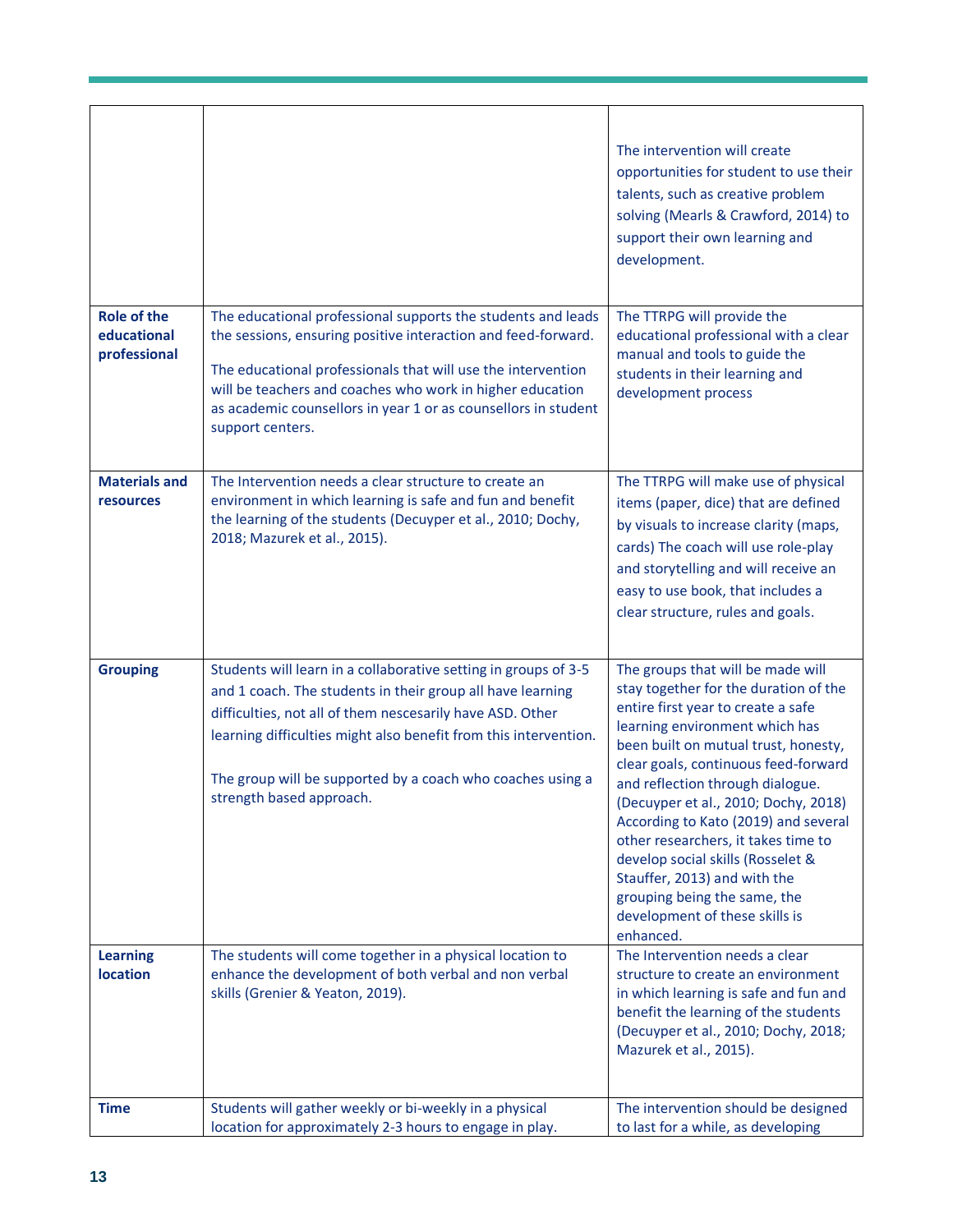| | | |
|---|---|---|
| | | The intervention will create opportunities for student to use their talents, such as creative problem solving (Mearls & Crawford, 2014) to support their own learning and development. |
| **Role of the educational professional** | The educational professional supports the students and leads the sessions, ensuring positive interaction and feed-forward.<br><br>The educational professionals that will use the intervention will be teachers and coaches who work in higher education as academic counsellors in year 1 or as counsellors in student support centers. | The TTRPG will provide the educational professional with a clear manual and tools to guide the students in their learning and development process |
| **Materials and resources** | The Intervention needs a clear structure to create an environment in which learning is safe and fun and benefit the learning of the students (Decuyper et al., 2010; Dochy, 2018; Mazurek et al., 2015). | The TTRPG will make use of physical items (paper, dice) that are defined by visuals to increase clarity (maps, cards) The coach will use role-play and storytelling and will receive an easy to use book, that includes a clear structure, rules and goals. |
| **Grouping** | Students will learn in a collaborative setting in groups of 3-5 and 1 coach. The students in their group all have learning difficulties, not all of them nescesarily have ASD. Other learning difficulties might also benefit from this intervention.<br><br>The group will be supported by a coach who coaches using a strength based approach. | The groups that will be made will stay together for the duration of the entire first year to create a safe learning environment which has been built on mutual trust, honesty, clear goals, continuous feed-forward and reflection through dialogue. (Decuyper et al., 2010; Dochy, 2018) According to Kato (2019) and several other researchers, it takes time to develop social skills (Rosselet & Stauffer, 2013) and with the grouping being the same, the development of these skills is enhanced. |
| **Learning location** | The students will come together in a physical location to enhance the development of both verbal and non verbal skills (Grenier & Yeaton, 2019). | The Intervention needs a clear structure to create an environment in which learning is safe and fun and benefit the learning of the students (Decuyper et al., 2010; Dochy, 2018; Mazurek et al., 2015). |
| **Time** | Students will gather weekly or bi-weekly in a physical location for approximately 2-3 hours to engage in play. | The intervention should be designed to last for a while, as developing |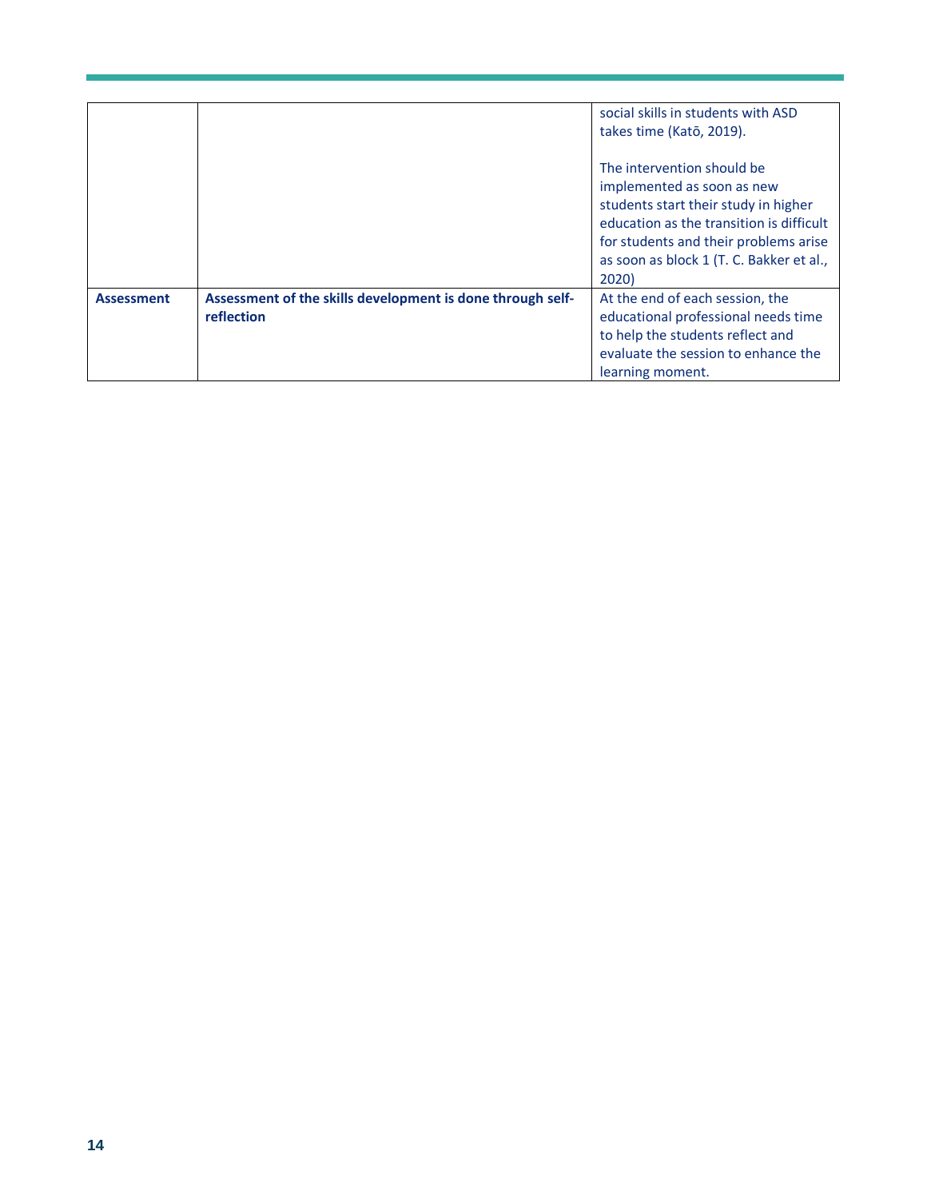| | | |
|---|---|---|
| | | social skills in students with ASD takes time (Katō, 2019).<br><br>The intervention should be implemented as soon as new students start their study in higher education as the transition is difficult for students and their problems arise as soon as block 1 (T. C. Bakker et al., 2020) |
| **Assessment** | **Assessment of the skills development is done through self-reflection** | At the end of each session, the educational professional needs time to help the students reflect and evaluate the session to enhance the learning moment. |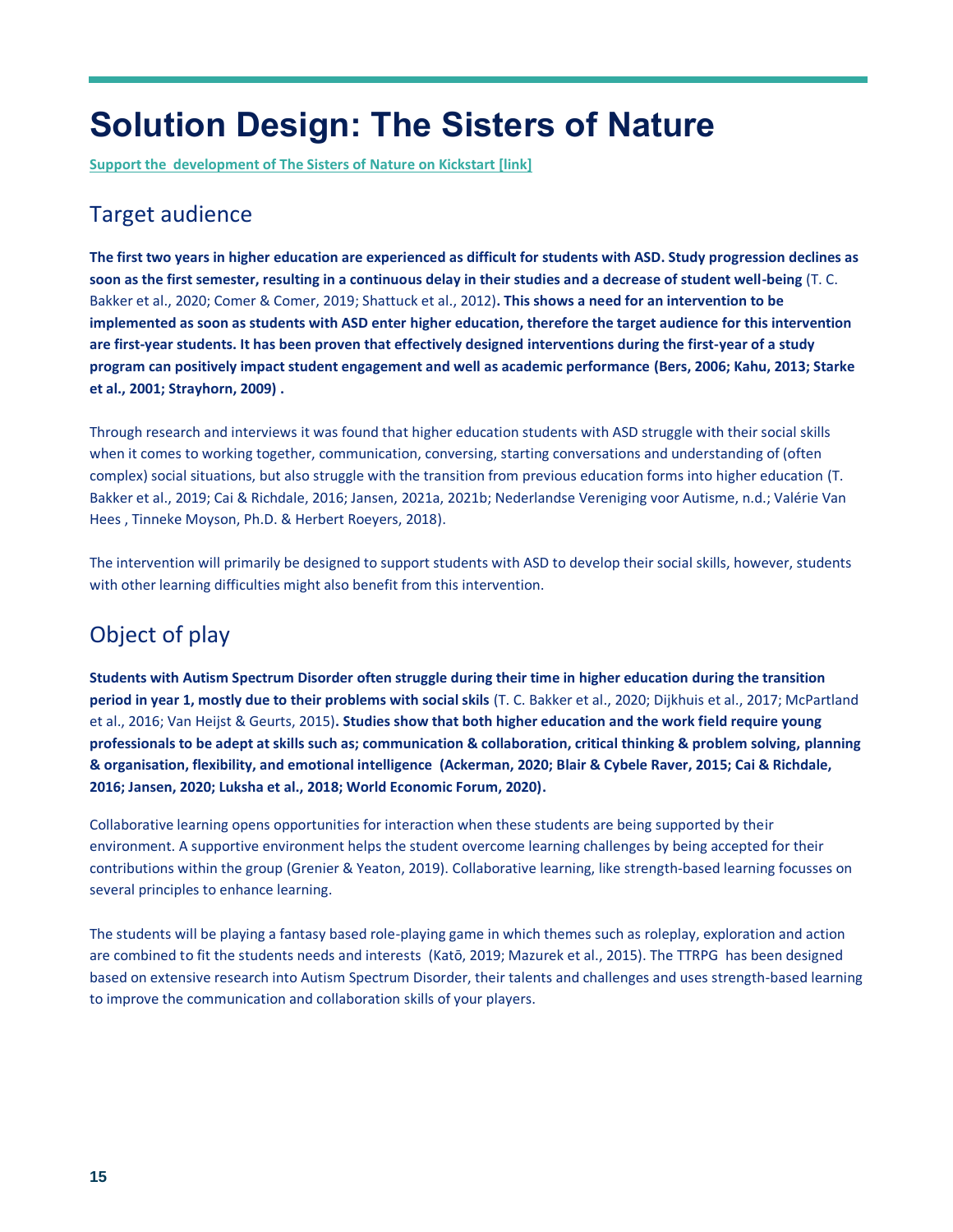# Solution Design: The Sisters of Nature

**Support the development of The Sisters of Nature on Kickstart [link]**

## Target audience

**The first two years in higher education are experienced as difficult for students with ASD. Study progression declines as soon as the first semester, resulting in a continuous delay in their studies and a decrease of student well-being** (T. C. Bakker et al., 2020; Comer & Comer, 2019; Shattuck et al., 2012)**. This shows a need for an intervention to be implemented as soon as students with ASD enter higher education, therefore the target audience for this intervention are first-year students. It has been proven that effectively designed interventions during the first-year of a study program can positively impact student engagement and well as academic performance (Bers, 2006; Kahu, 2013; Starke et al., 2001; Strayhorn, 2009) .**

Through research and interviews it was found that higher education students with ASD struggle with their social skills when it comes to working together, communication, conversing, starting conversations and understanding of (often complex) social situations, but also struggle with the transition from previous education forms into higher education (T. Bakker et al., 2019; Cai & Richdale, 2016; Jansen, 2021a, 2021b; Nederlandse Vereniging voor Autisme, n.d.; Valérie Van Hees , Tinneke Moyson, Ph.D. & Herbert Roeyers, 2018).

The intervention will primarily be designed to support students with ASD to develop their social skills, however, students with other learning difficulties might also benefit from this intervention.

## Object of play

**Students with Autism Spectrum Disorder often struggle during their time in higher education during the transition period in year 1, mostly due to their problems with social skils** (T. C. Bakker et al., 2020; Dijkhuis et al., 2017; McPartland et al., 2016; Van Heijst & Geurts, 2015)**. Studies show that both higher education and the work field require young professionals to be adept at skills such as; communication & collaboration, critical thinking & problem solving, planning & organisation, flexibility, and emotional intelligence (Ackerman, 2020; Blair & Cybele Raver, 2015; Cai & Richdale, 2016; Jansen, 2020; Luksha et al., 2018; World Economic Forum, 2020).**

Collaborative learning opens opportunities for interaction when these students are being supported by their environment. A supportive environment helps the student overcome learning challenges by being accepted for their contributions within the group (Grenier & Yeaton, 2019). Collaborative learning, like strength-based learning focusses on several principles to enhance learning.

The students will be playing a fantasy based role-playing game in which themes such as roleplay, exploration and action are combined to fit the students needs and interests (Katō, 2019; Mazurek et al., 2015). The TTRPG has been designed based on extensive research into Autism Spectrum Disorder, their talents and challenges and uses strength-based learning to improve the communication and collaboration skills of your players.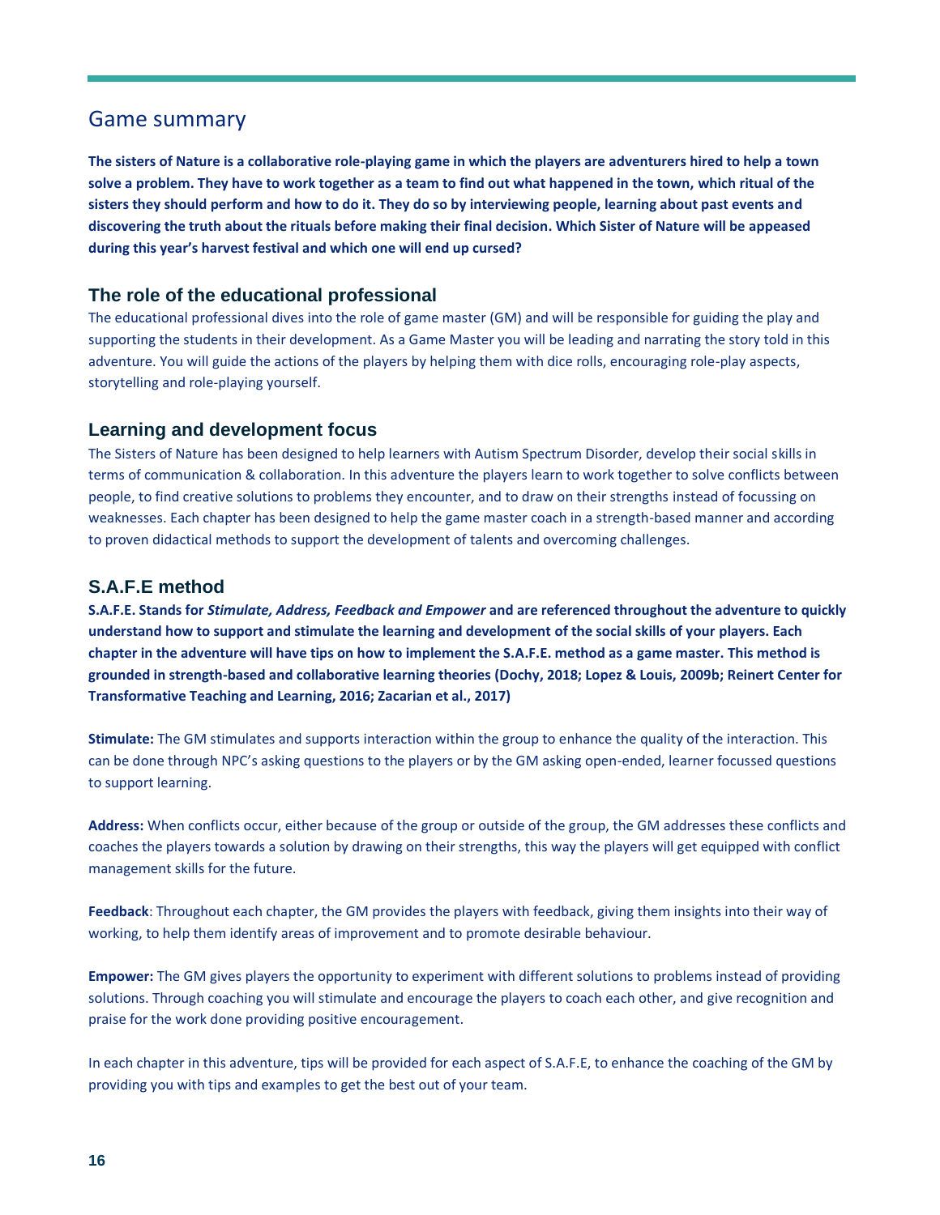## Game summary

**The sisters of Nature is a collaborative role-playing game in which the players are adventurers hired to help a town solve a problem. They have to work together as a team to find out what happened in the town, which ritual of the sisters they should perform and how to do it. They do so by interviewing people, learning about past events and discovering the truth about the rituals before making their final decision. Which Sister of Nature will be appeased during this year's harvest festival and which one will end up cursed?**

### The role of the educational professional

The educational professional dives into the role of game master (GM) and will be responsible for guiding the play and supporting the students in their development. As a Game Master you will be leading and narrating the story told in this adventure. You will guide the actions of the players by helping them with dice rolls, encouraging role-play aspects, storytelling and role-playing yourself.

### Learning and development focus

The Sisters of Nature has been designed to help learners with Autism Spectrum Disorder, develop their social skills in terms of communication & collaboration. In this adventure the players learn to work together to solve conflicts between people, to find creative solutions to problems they encounter, and to draw on their strengths instead of focussing on weaknesses. Each chapter has been designed to help the game master coach in a strength-based manner and according to proven didactical methods to support the development of talents and overcoming challenges.

### S.A.F.E method

**S.A.F.E. Stands for *Stimulate, Address, Feedback and Empower* and are referenced throughout the adventure to quickly understand how to support and stimulate the learning and development of the social skills of your players. Each chapter in the adventure will have tips on how to implement the S.A.F.E. method as a game master. This method is grounded in strength-based and collaborative learning theories (Dochy, 2018; Lopez & Louis, 2009b; Reinert Center for Transformative Teaching and Learning, 2016; Zacarian et al., 2017)**

**Stimulate:** The GM stimulates and supports interaction within the group to enhance the quality of the interaction. This can be done through NPC's asking questions to the players or by the GM asking open-ended, learner focussed questions to support learning.

**Address:** When conflicts occur, either because of the group or outside of the group, the GM addresses these conflicts and coaches the players towards a solution by drawing on their strengths, this way the players will get equipped with conflict management skills for the future.

**Feedback**: Throughout each chapter, the GM provides the players with feedback, giving them insights into their way of working, to help them identify areas of improvement and to promote desirable behaviour.

**Empower:** The GM gives players the opportunity to experiment with different solutions to problems instead of providing solutions. Through coaching you will stimulate and encourage the players to coach each other, and give recognition and praise for the work done providing positive encouragement.

In each chapter in this adventure, tips will be provided for each aspect of S.A.F.E, to enhance the coaching of the GM by providing you with tips and examples to get the best out of your team.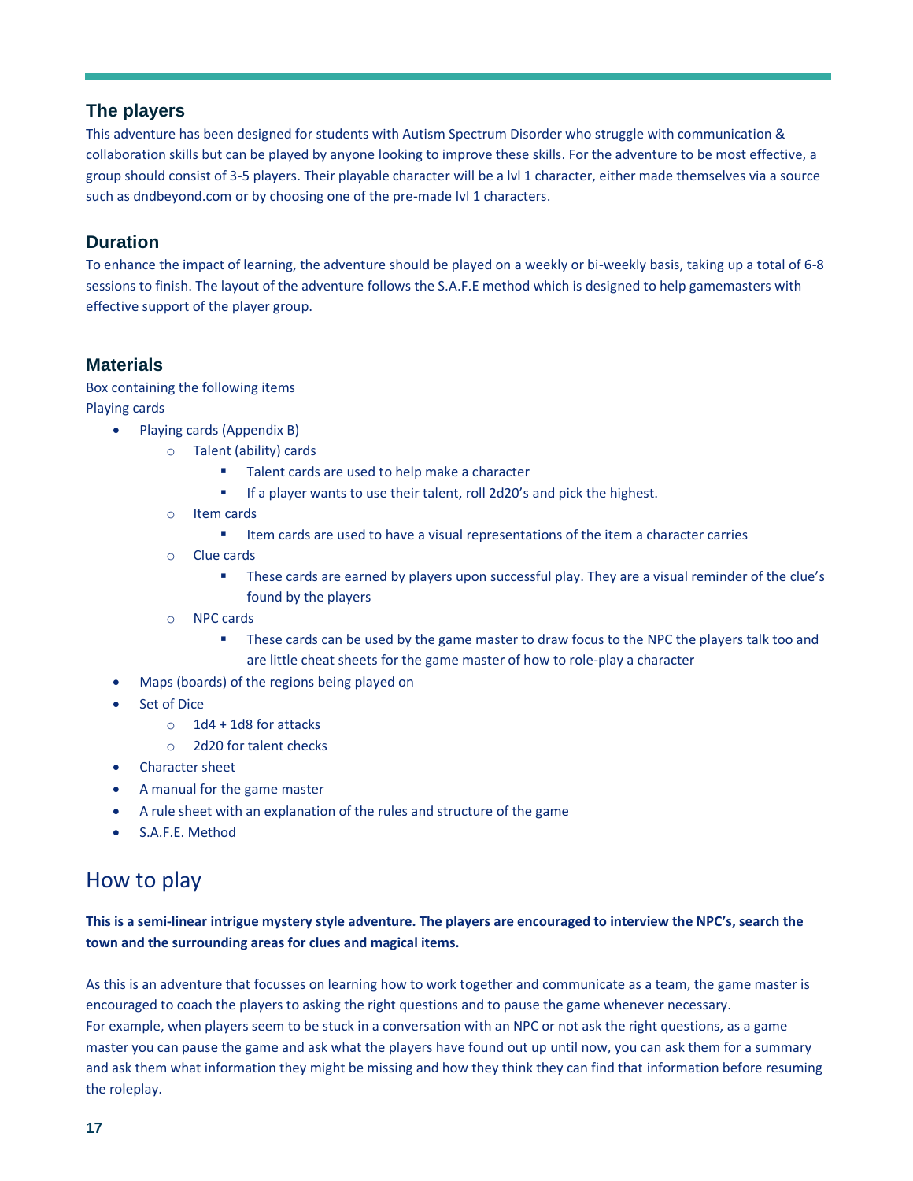## The players

This adventure has been designed for students with Autism Spectrum Disorder who struggle with communication & collaboration skills but can be played by anyone looking to improve these skills. For the adventure to be most effective, a group should consist of 3-5 players. Their playable character will be a lvl 1 character, either made themselves via a source such as dndbeyond.com or by choosing one of the pre-made lvl 1 characters.

## Duration

To enhance the impact of learning, the adventure should be played on a weekly or bi-weekly basis, taking up a total of 6-8 sessions to finish. The layout of the adventure follows the S.A.F.E method which is designed to help gamemasters with effective support of the player group.

## Materials

Box containing the following items
Playing cards

- Playing cards (Appendix B)
  - Talent (ability) cards
    - Talent cards are used to help make a character
    - If a player wants to use their talent, roll 2d20's and pick the highest.
  - Item cards
    - Item cards are used to have a visual representations of the item a character carries
  - Clue cards
    - These cards are earned by players upon successful play. They are a visual reminder of the clue's found by the players
  - NPC cards
    - These cards can be used by the game master to draw focus to the NPC the players talk too and are little cheat sheets for the game master of how to role-play a character
- Maps (boards) of the regions being played on
- Set of Dice
  - 1d4 + 1d8 for attacks
  - 2d20 for talent checks
- Character sheet
- A manual for the game master
- A rule sheet with an explanation of the rules and structure of the game
- S.A.F.E. Method

# How to play

**This is a semi-linear intrigue mystery style adventure. The players are encouraged to interview the NPC's, search the town and the surrounding areas for clues and magical items.**

As this is an adventure that focusses on learning how to work together and communicate as a team, the game master is encouraged to coach the players to asking the right questions and to pause the game whenever necessary.
For example, when players seem to be stuck in a conversation with an NPC or not ask the right questions, as a game master you can pause the game and ask what the players have found out up until now, you can ask them for a summary and ask them what information they might be missing and how they think they can find that information before resuming the roleplay.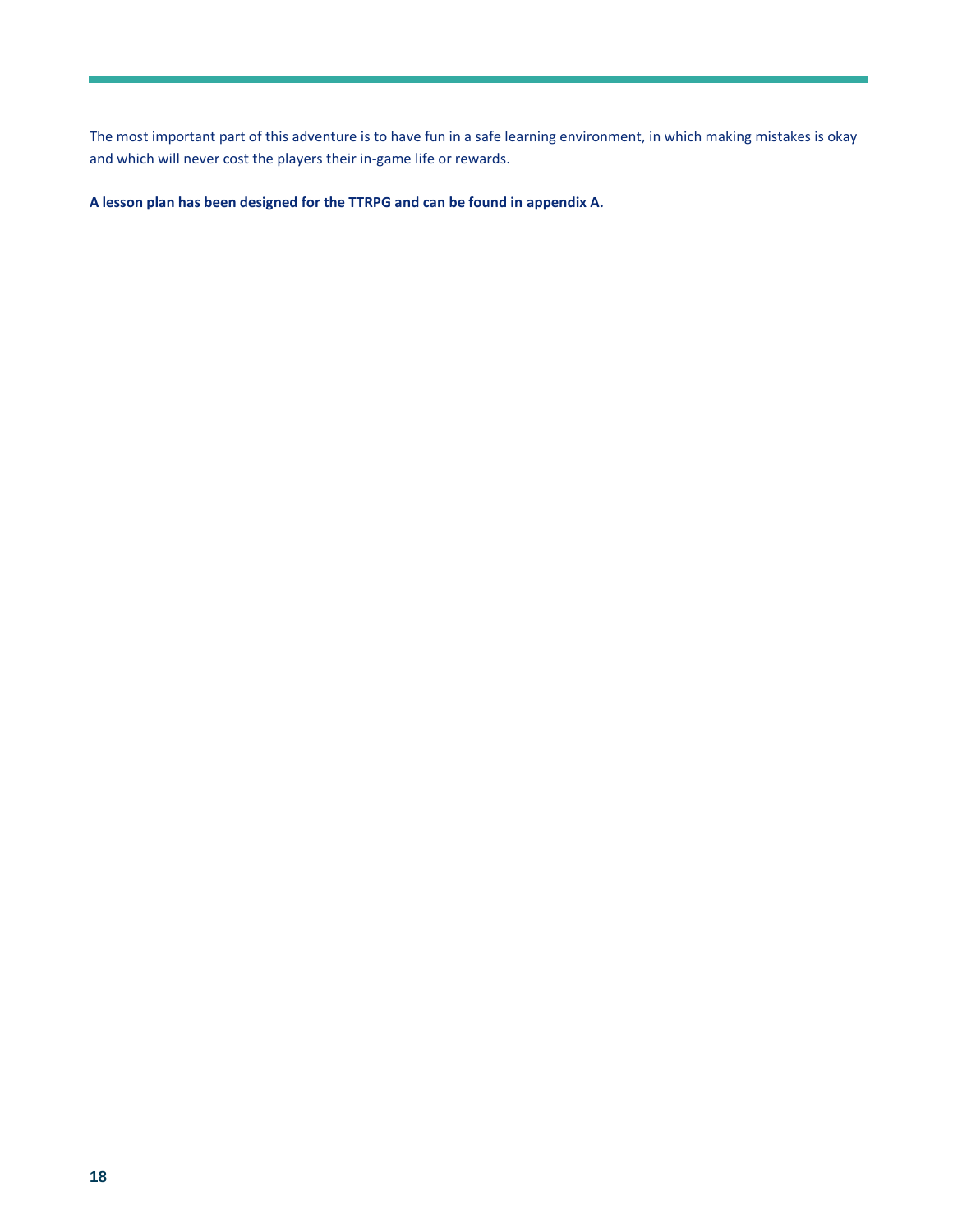The most important part of this adventure is to have fun in a safe learning environment, in which making mistakes is okay and which will never cost the players their in-game life or rewards.

**A lesson plan has been designed for the TTRPG and can be found in appendix A.**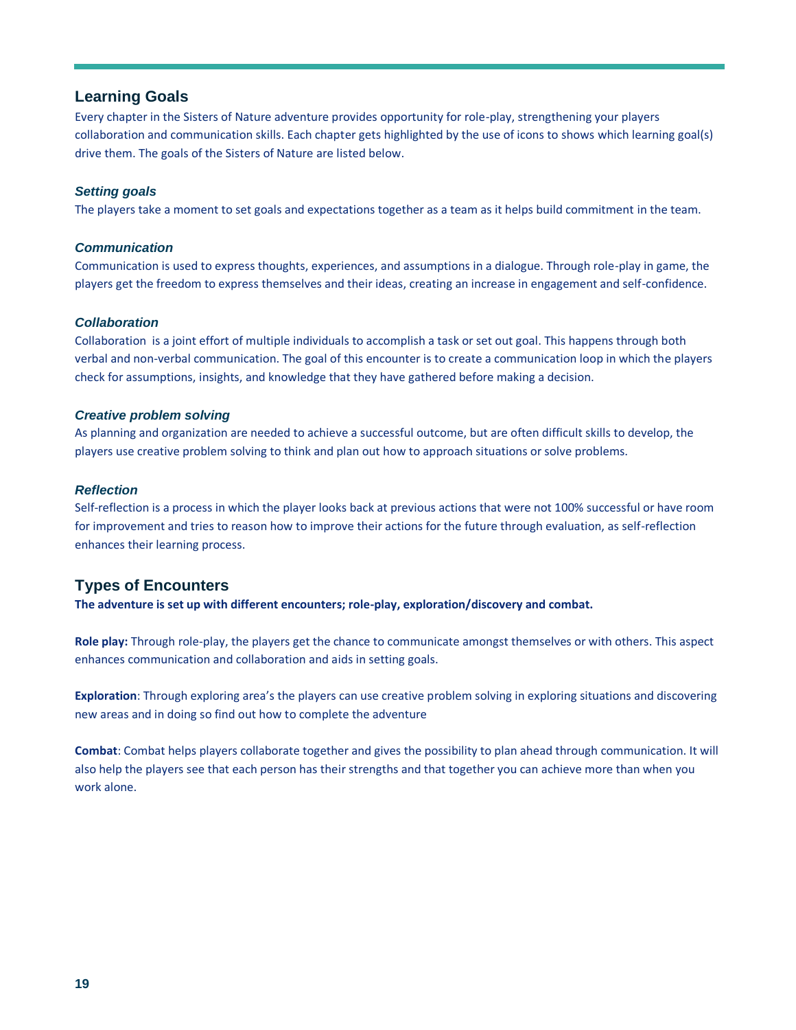## Learning Goals

Every chapter in the Sisters of Nature adventure provides opportunity for role-play, strengthening your players collaboration and communication skills. Each chapter gets highlighted by the use of icons to shows which learning goal(s) drive them. The goals of the Sisters of Nature are listed below.

### *Setting goals*

The players take a moment to set goals and expectations together as a team as it helps build commitment in the team.

### *Communication*

Communication is used to express thoughts, experiences, and assumptions in a dialogue. Through role-play in game, the players get the freedom to express themselves and their ideas, creating an increase in engagement and self-confidence.

### *Collaboration*

Collaboration  is a joint effort of multiple individuals to accomplish a task or set out goal. This happens through both verbal and non-verbal communication. The goal of this encounter is to create a communication loop in which the players check for assumptions, insights, and knowledge that they have gathered before making a decision.

### *Creative problem solving*

As planning and organization are needed to achieve a successful outcome, but are often difficult skills to develop, the players use creative problem solving to think and plan out how to approach situations or solve problems.

### *Reflection*

Self-reflection is a process in which the player looks back at previous actions that were not 100% successful or have room for improvement and tries to reason how to improve their actions for the future through evaluation, as self-reflection enhances their learning process.

## Types of Encounters

**The adventure is set up with different encounters; role-play, exploration/discovery and combat.**

**Role play:** Through role-play, the players get the chance to communicate amongst themselves or with others. This aspect enhances communication and collaboration and aids in setting goals.

**Exploration**: Through exploring area's the players can use creative problem solving in exploring situations and discovering new areas and in doing so find out how to complete the adventure

**Combat**: Combat helps players collaborate together and gives the possibility to plan ahead through communication. It will also help the players see that each person has their strengths and that together you can achieve more than when you work alone.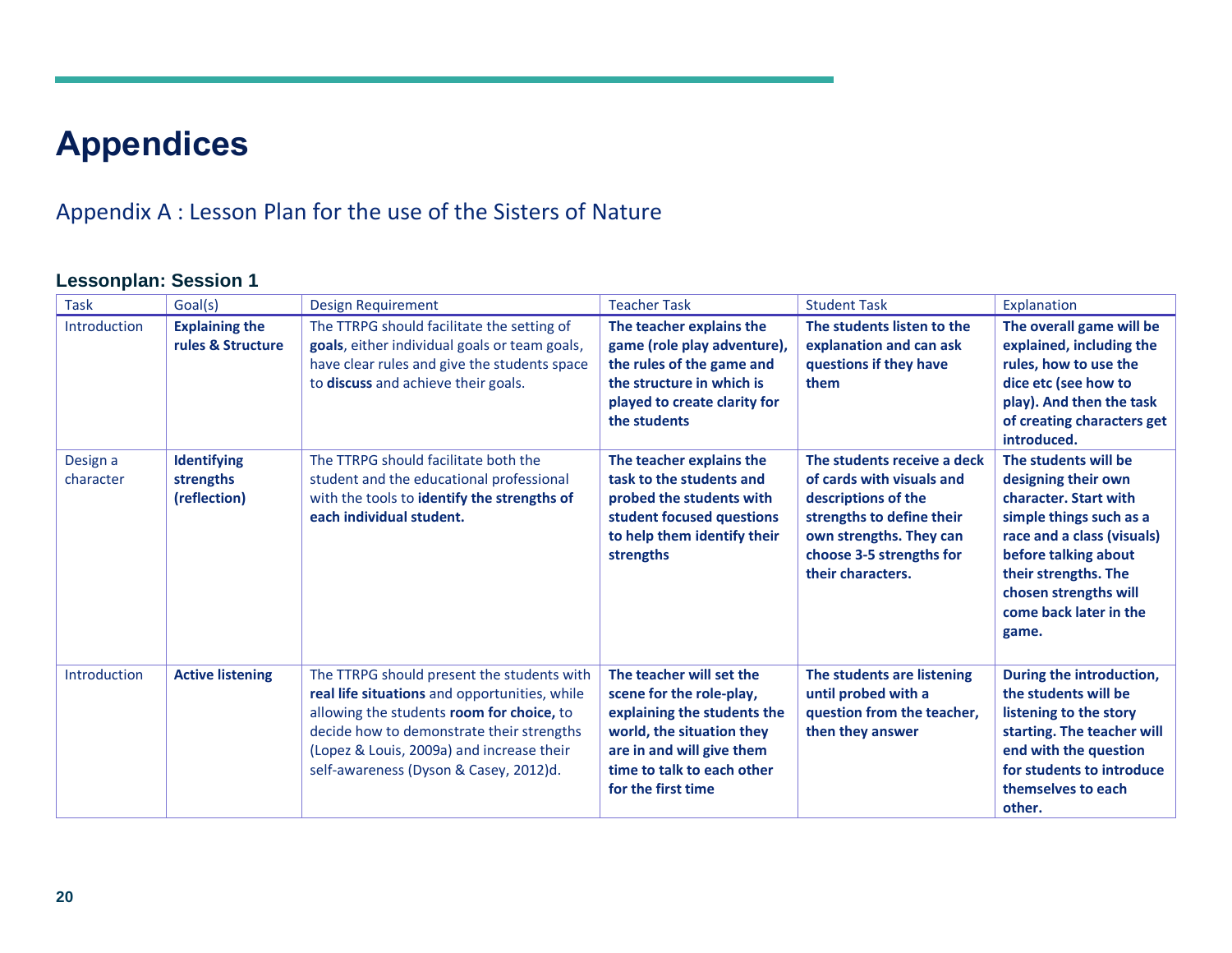# Appendices

## Appendix A : Lesson Plan for the use of the Sisters of Nature

### Lessonplan: Session 1

| Task | Goal(s) | Design Requirement | Teacher Task | Student Task | Explanation |
|---|---|---|---|---|---|
| Introduction | **Explaining the rules & Structure** | The TTRPG should facilitate the setting of **goals**, either individual goals or team goals, have clear rules and give the students space to **discuss** and achieve their goals. | **The teacher explains the game (role play adventure), the rules of the game and the structure in which is played to create clarity for the students** | **The students listen to the explanation and can ask questions if they have them** | **The overall game will be explained, including the rules, how to use the dice etc (see how to play). And then the task of creating characters get introduced.** |
| Design a character | **Identifying strengths (reflection)** | The TTRPG should facilitate both the student and the educational professional with the tools to **identify the strengths of each individual student.** | **The teacher explains the task to the students and probed the students with student focused questions to help them identify their strengths** | **The students receive a deck of cards with visuals and descriptions of the strengths to define their own strengths. They can choose 3-5 strengths for their characters.** | **The students will be designing their own character. Start with simple things such as a race and a class (visuals) before talking about their strengths. The chosen strengths will come back later in the game.** |
| Introduction | **Active listening** | The TTRPG should present the students with **real life situations** and opportunities, while allowing the students **room for choice,** to decide how to demonstrate their strengths (Lopez & Louis, 2009a) and increase their self-awareness (Dyson & Casey, 2012)d. | **The teacher will set the scene for the role-play, explaining the students the world, the situation they are in and will give them time to talk to each other for the first time** | **The students are listening until probed with a question from the teacher, then they answer** | **During the introduction, the students will be listening to the story starting. The teacher will end with the question for students to introduce themselves to each other.** |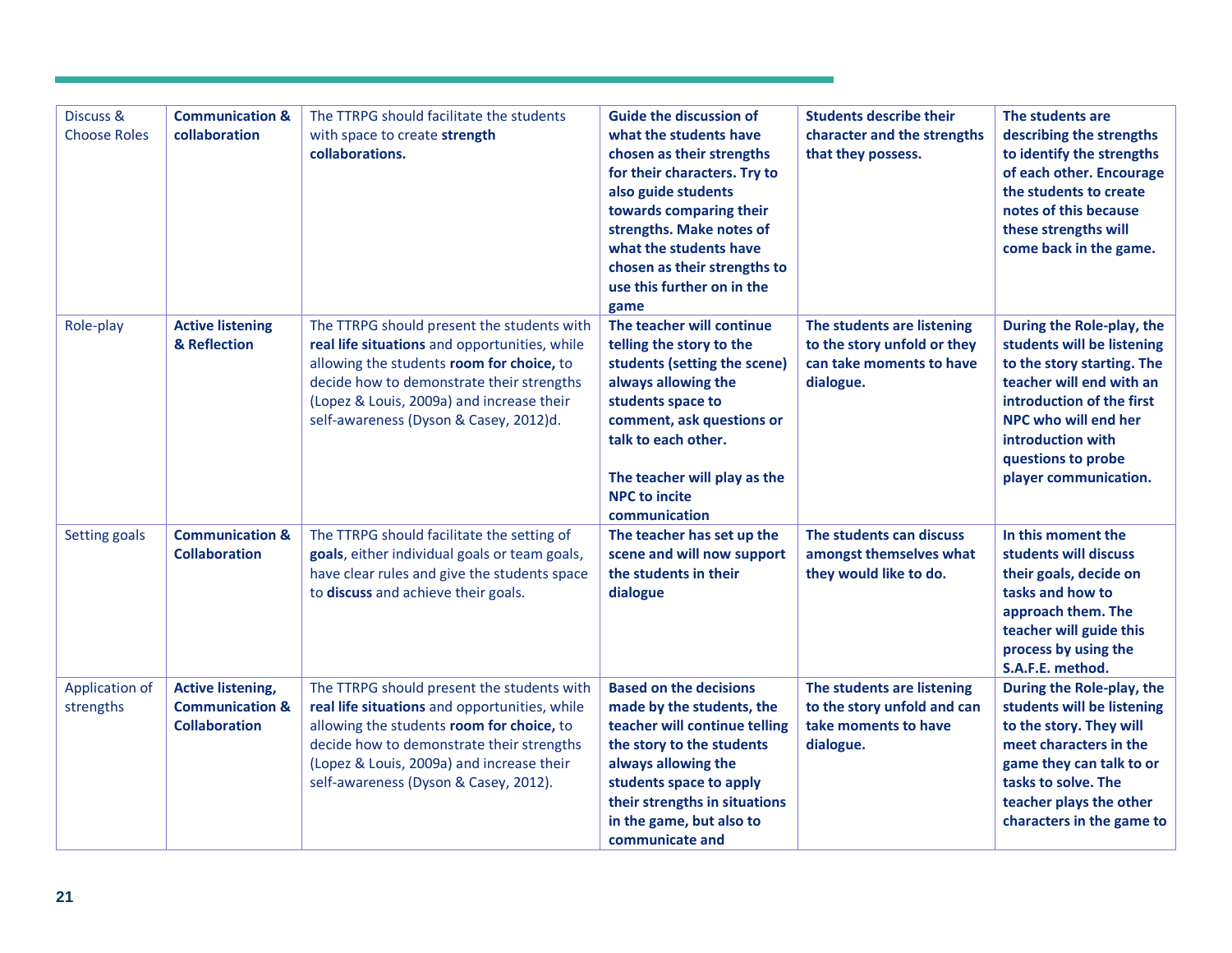| Discuss & Choose Roles | **Communication & collaboration** | The TTRPG should facilitate the students with space to create **strength collaborations.** | **Guide the discussion of what the students have chosen as their strengths for their characters. Try to also guide students towards comparing their strengths. Make notes of what the students have chosen as their strengths to use this further on in the game** | **Students describe their character and the strengths that they possess.** | **The students are describing the strengths to identify the strengths of each other. Encourage the students to create notes of this because these strengths will come back in the game.** |
|---|---|---|---|---|---|
| Role-play | **Active listening & Reflection** | The TTRPG should present the students with **real life situations** and opportunities, while allowing the students **room for choice,** to decide how to demonstrate their strengths (Lopez & Louis, 2009a) and increase their self-awareness (Dyson & Casey, 2012)d. | **The teacher will continue telling the story to the students (setting the scene) always allowing the students space to comment, ask questions or talk to each other.**<br><br>**The teacher will play as the NPC to incite communication** | **The students are listening to the story unfold or they can take moments to have dialogue.** | **During the Role-play, the students will be listening to the story starting. The teacher will end with an introduction of the first NPC who will end her introduction with questions to probe player communication.** |
| Setting goals | **Communication & Collaboration** | The TTRPG should facilitate the setting of **goals**, either individual goals or team goals, have clear rules and give the students space to **discuss** and achieve their goals. | **The teacher has set up the scene and will now support the students in their dialogue** | **The students can discuss amongst themselves what they would like to do.** | **In this moment the students will discuss their goals, decide on tasks and how to approach them. The teacher will guide this process by using the S.A.F.E. method.** |
| Application of strengths | **Active listening, Communication & Collaboration** | The TTRPG should present the students with **real life situations** and opportunities, while allowing the students **room for choice,** to decide how to demonstrate their strengths (Lopez & Louis, 2009a) and increase their self-awareness (Dyson & Casey, 2012). | **Based on the decisions made by the students, the teacher will continue telling the story to the students always allowing the students space to apply their strengths in situations in the game, but also to communicate and** | **The students are listening to the story unfold and can take moments to have dialogue.** | **During the Role-play, the students will be listening to the story. They will meet characters in the game they can talk to or tasks to solve. The teacher plays the other characters in the game to** |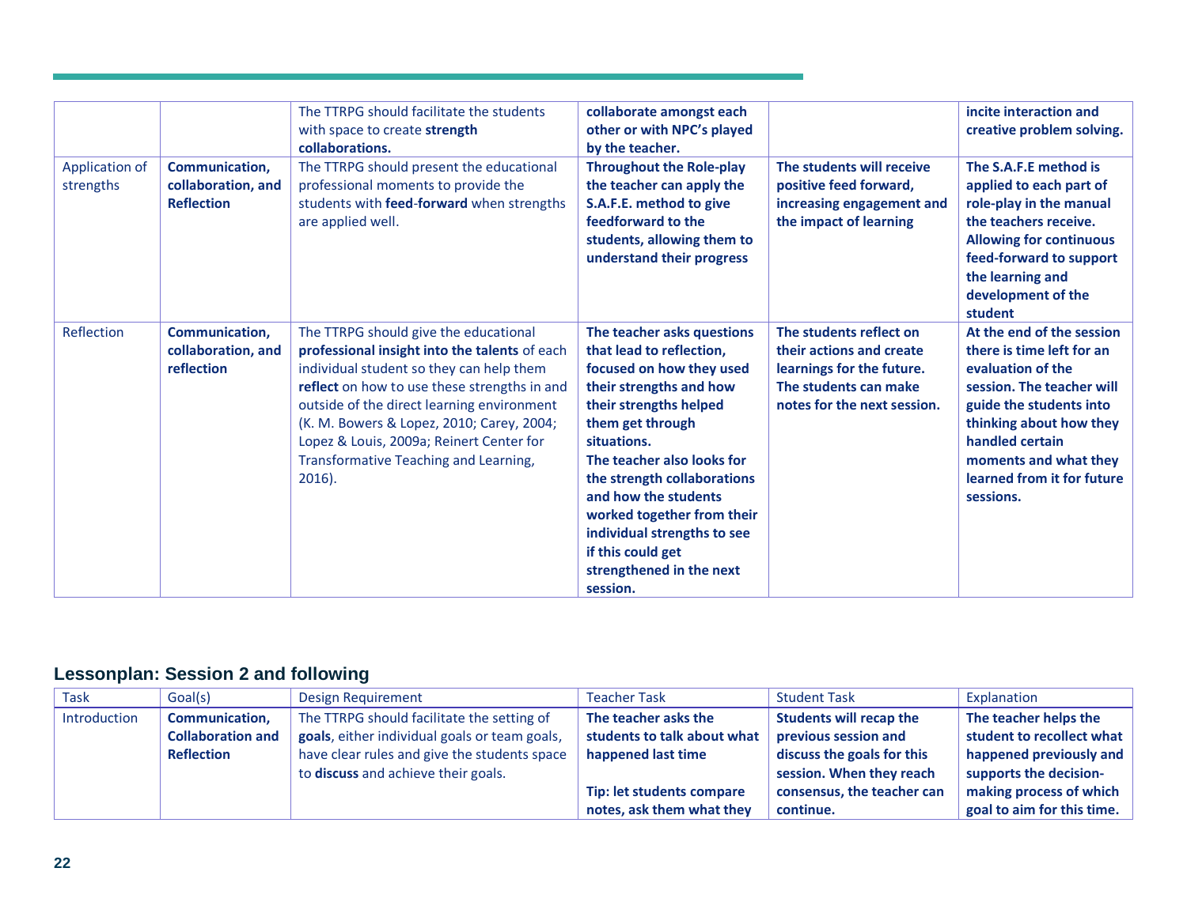| | | | | | |
|---|---|---|---|---|---|
| | | The TTRPG should facilitate the students with space to create **strength collaborations.** | **collaborate amongst each other or with NPC's played by the teacher.** | | **incite interaction and creative problem solving.** |
| Application of strengths | **Communication, collaboration, and Reflection** | The TTRPG should present the educational professional moments to provide the students with **feed-forward** when strengths are applied well. | **Throughout the Role-play the teacher can apply the S.A.F.E. method to give feedforward to the students, allowing them to understand their progress** | **The students will receive positive feed forward, increasing engagement and the impact of learning** | **The S.A.F.E method is applied to each part of role-play in the manual the teachers receive. Allowing for continuous feed-forward to support the learning and development of the student** |
| Reflection | **Communication, collaboration, and reflection** | The TTRPG should give the educational **professional insight into the talents** of each individual student so they can help them **reflect** on how to use these strengths in and outside of the direct learning environment (K. M. Bowers & Lopez, 2010; Carey, 2004; Lopez & Louis, 2009a; Reinert Center for Transformative Teaching and Learning, 2016). | **The teacher asks questions that lead to reflection, focused on how they used their strengths and how their strengths helped them get through situations.**<br>**The teacher also looks for the strength collaborations and how the students worked together from their individual strengths to see if this could get strengthened in the next session.** | **The students reflect on their actions and create learnings for the future. The students can make notes for the next session.** | **At the end of the session there is time left for an evaluation of the session. The teacher will guide the students into thinking about how they handled certain moments and what they learned from it for future sessions.** |

## Lessonplan: Session 2 and following

| Task | Goal(s) | Design Requirement | Teacher Task | Student Task | Explanation |
|---|---|---|---|---|---|
| Introduction | **Communication, Collaboration and Reflection** | The TTRPG should facilitate the setting of **goals**, either individual goals or team goals, have clear rules and give the students space to **discuss** and achieve their goals. | **The teacher asks the students to talk about what happened last time**<br><br>**Tip: let students compare notes, ask them what they** | **Students will recap the previous session and discuss the goals for this session. When they reach consensus, the teacher can continue.** | **The teacher helps the student to recollect what happened previously and supports the decision-making process of which goal to aim for this time.** |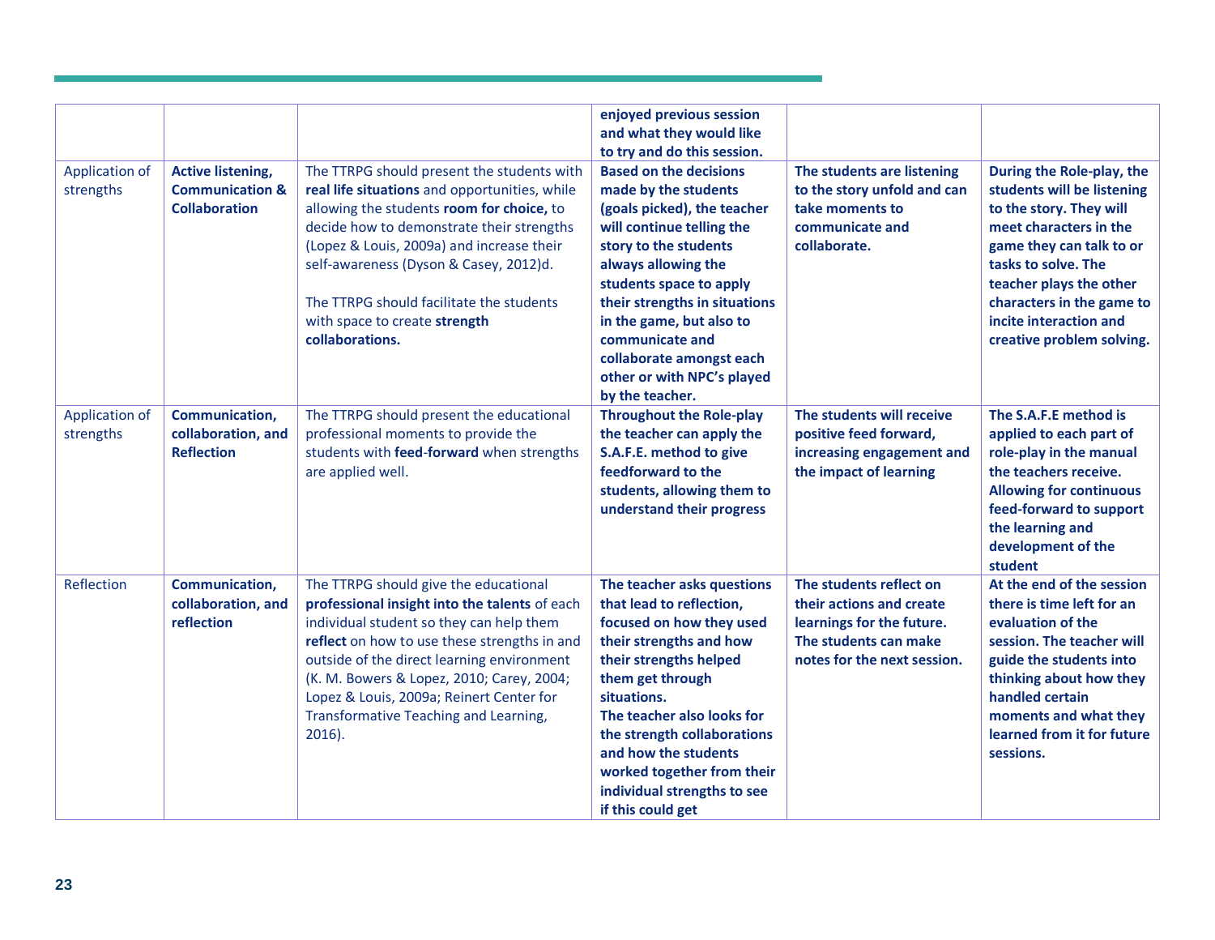| | | | | | |
|---|---|---|---|---|---|
| | | | **enjoyed previous session and what they would like to try and do this session.** | | |
| Application of strengths | **Active listening, Communication & Collaboration** | The TTRPG should present the students with **real life situations** and opportunities, while allowing the students **room for choice,** to decide how to demonstrate their strengths (Lopez & Louis, 2009a) and increase their self-awareness (Dyson & Casey, 2012)d.<br><br>The TTRPG should facilitate the students with space to create **strength collaborations.** | **Based on the decisions made by the students (goals picked), the teacher will continue telling the story to the students always allowing the students space to apply their strengths in situations in the game, but also to communicate and collaborate amongst each other or with NPC's played by the teacher.** | **The students are listening to the story unfold and can take moments to communicate and collaborate.** | **During the Role-play, the students will be listening to the story. They will meet characters in the game they can talk to or tasks to solve. The teacher plays the other characters in the game to incite interaction and creative problem solving.** |
| Application of strengths | **Communication, collaboration, and Reflection** | The TTRPG should present the educational professional moments to provide the students with **feed-forward** when strengths are applied well. | **Throughout the Role-play the teacher can apply the S.A.F.E. method to give feedforward to the students, allowing them to understand their progress** | **The students will receive positive feed forward, increasing engagement and the impact of learning** | **The S.A.F.E method is applied to each part of role-play in the manual the teachers receive. Allowing for continuous feed-forward to support the learning and development of the student** |
| Reflection | **Communication, collaboration, and reflection** | The TTRPG should give the educational **professional insight into the talents** of each individual student so they can help them **reflect** on how to use these strengths in and outside of the direct learning environment (K. M. Bowers & Lopez, 2010; Carey, 2004; Lopez & Louis, 2009a; Reinert Center for Transformative Teaching and Learning, 2016). | **The teacher asks questions that lead to reflection, focused on how they used their strengths and how their strengths helped them get through situations.<br>The teacher also looks for the strength collaborations and how the students worked together from their individual strengths to see if this could get** | **The students reflect on their actions and create learnings for the future. The students can make notes for the next session.** | **At the end of the session there is time left for an evaluation of the session. The teacher will guide the students into thinking about how they handled certain moments and what they learned from it for future sessions.** |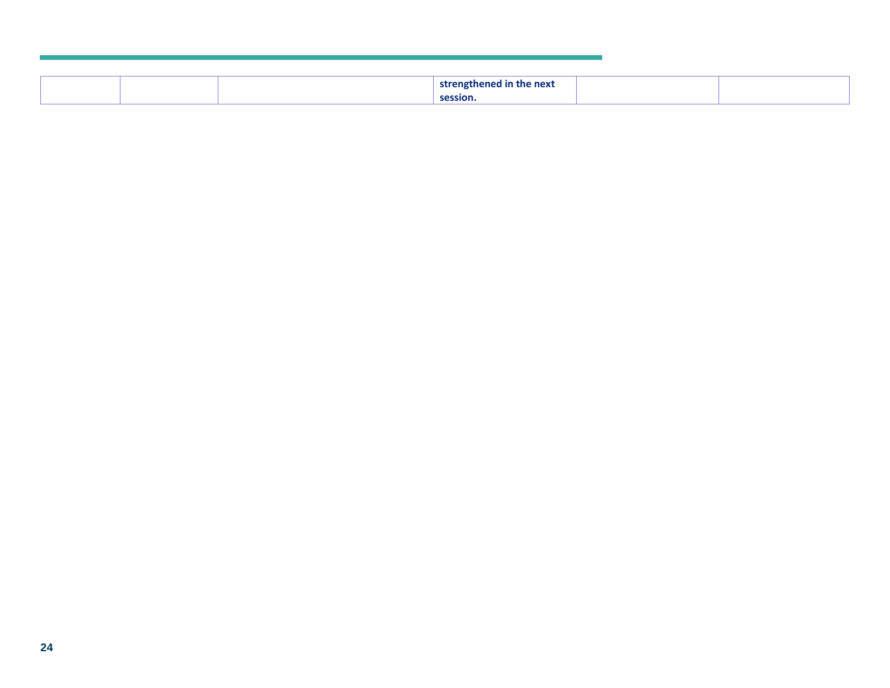| | | | | | |
|---|---|---|---|---|---|
| | | | **strengthened in the next session.** | | |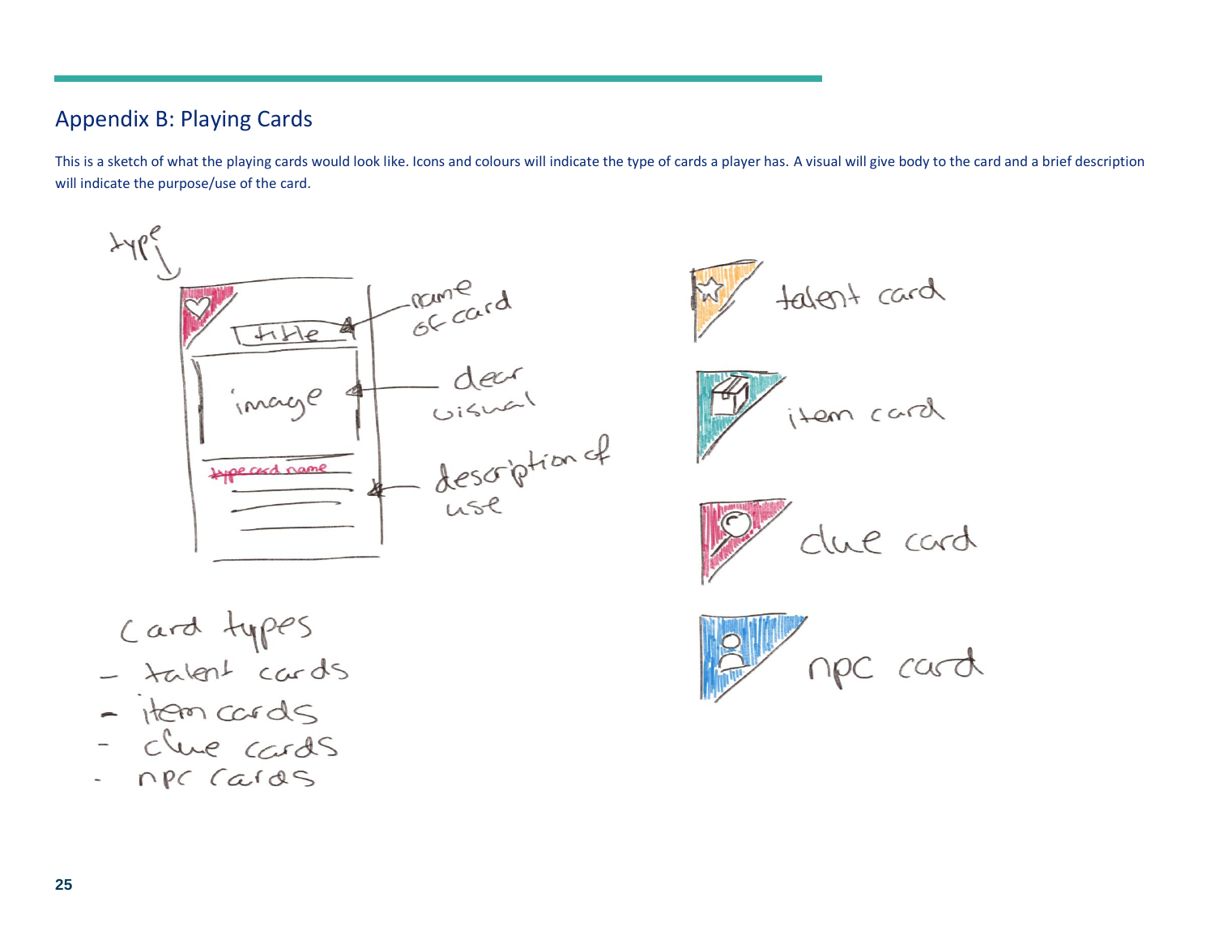## Appendix B: Playing Cards

This is a sketch of what the playing cards would look like. Icons and colours will indicate the type of cards a player has. A visual will give body to the card and a brief description will indicate the purpose/use of the card.

type

Title

name of card

image

clear visual

type card name

description of use

talent card

item card

clue card

npc card

Card types

- talent cards
- item cards
- clue cards
- npc cards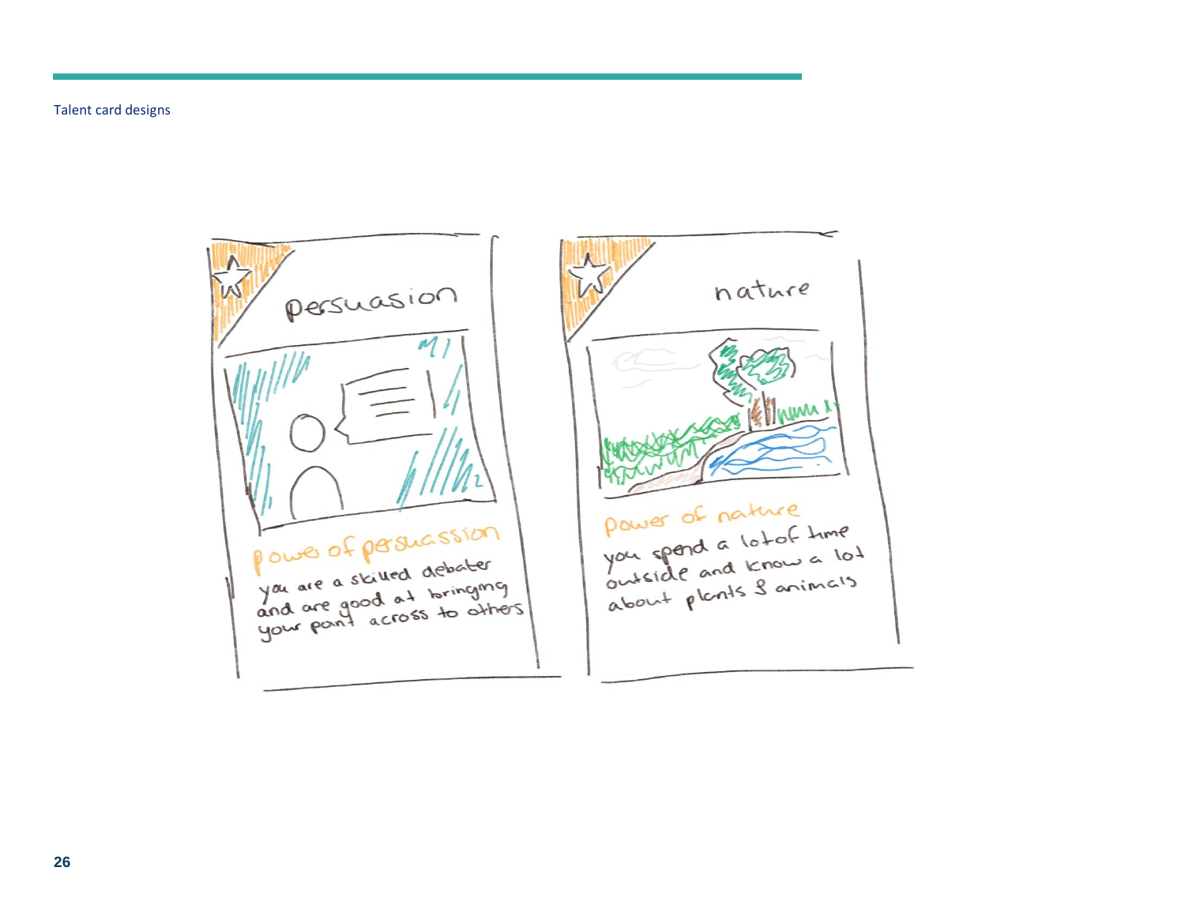Talent card designs

persuasion

power of persuassion

you are a skilled debater and are good at bringing your point across to others

nature

power of nature

you spend a lot of time outside and know a lot about plants & animals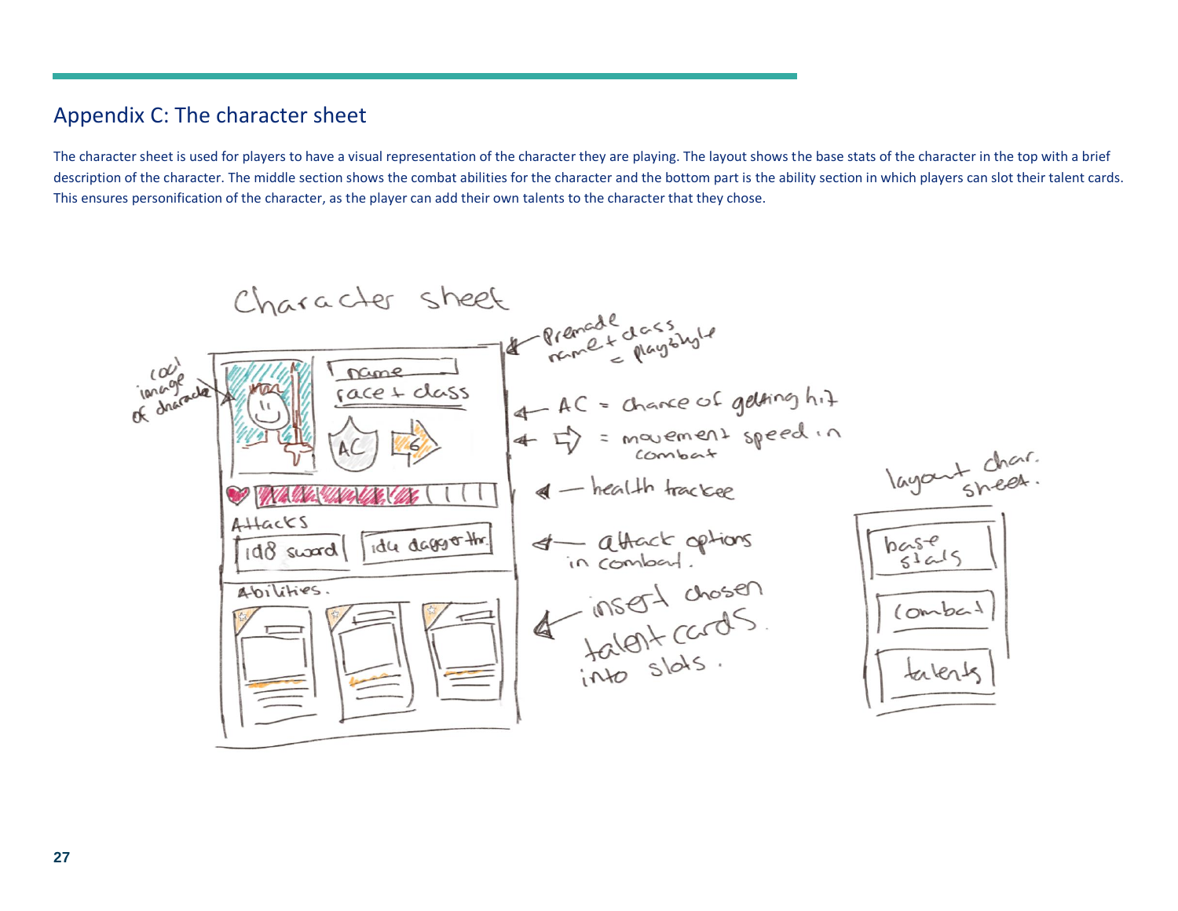## Appendix C: The character sheet

The character sheet is used for players to have a visual representation of the character they are playing. The layout shows the base stats of the character in the top with a brief description of the character. The middle section shows the combat abilities for the character and the bottom part is the ability section in which players can slot their talent cards. This ensures personification of the character, as the player can add their own talents to the character that they chose.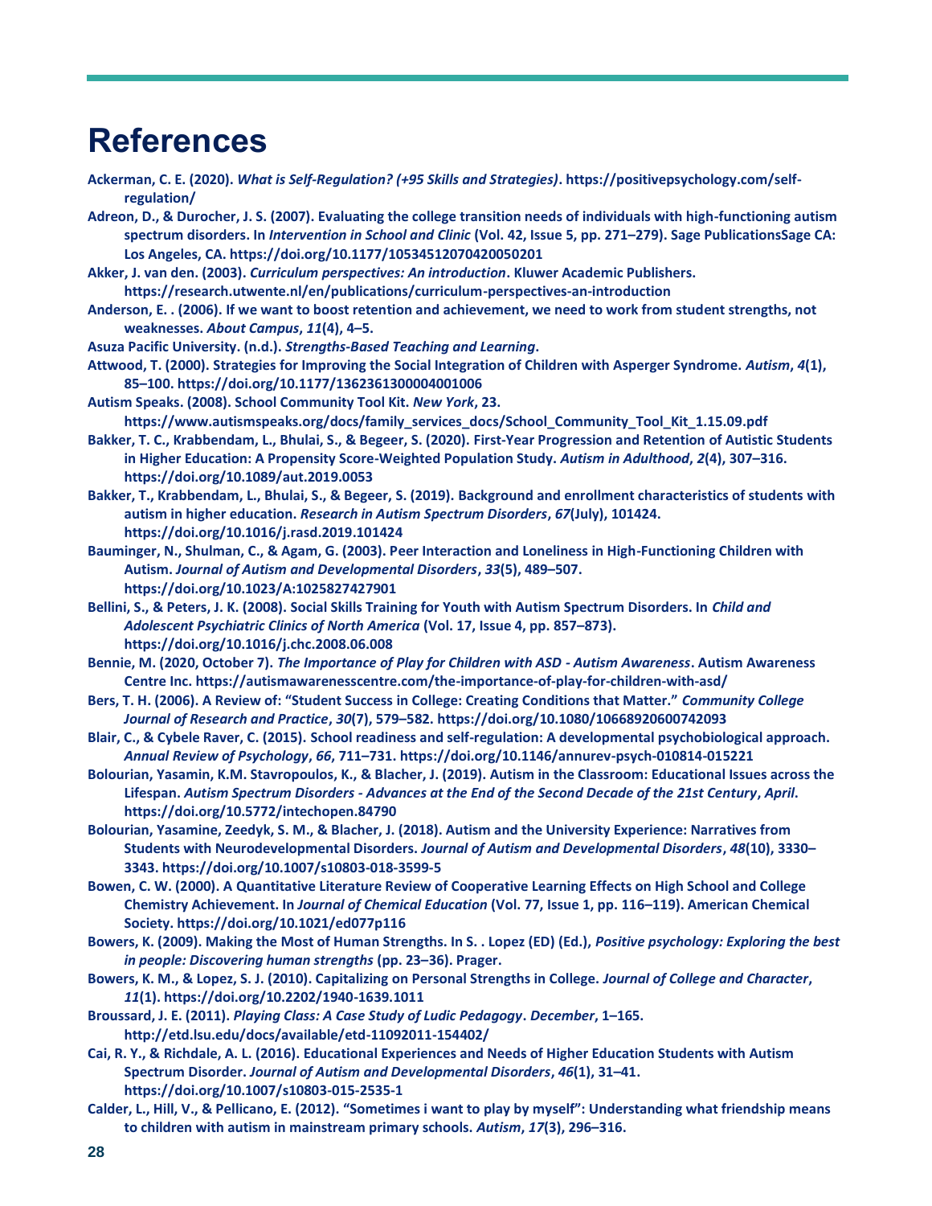# References

Ackerman, C. E. (2020). *What is Self-Regulation? (+95 Skills and Strategies)*. https://positivepsychology.com/self-regulation/

Adreon, D., & Durocher, J. S. (2007). Evaluating the college transition needs of individuals with high-functioning autism spectrum disorders. In *Intervention in School and Clinic* (Vol. 42, Issue 5, pp. 271–279). Sage PublicationsSage CA: Los Angeles, CA. https://doi.org/10.1177/10534512070420050201

Akker, J. van den. (2003). *Curriculum perspectives: An introduction*. Kluwer Academic Publishers. https://research.utwente.nl/en/publications/curriculum-perspectives-an-introduction

Anderson, E. . (2006). If we want to boost retention and achievement, we need to work from student strengths, not weaknesses. *About Campus*, *11*(4), 4–5.

Asuza Pacific University. (n.d.). *Strengths-Based Teaching and Learning*.

Attwood, T. (2000). Strategies for Improving the Social Integration of Children with Asperger Syndrome. *Autism*, *4*(1), 85–100. https://doi.org/10.1177/1362361300004001006

Autism Speaks. (2008). School Community Tool Kit. *New York*, 23. https://www.autismspeaks.org/docs/family_services_docs/School_Community_Tool_Kit_1.15.09.pdf

Bakker, T. C., Krabbendam, L., Bhulai, S., & Begeer, S. (2020). First-Year Progression and Retention of Autistic Students in Higher Education: A Propensity Score-Weighted Population Study. *Autism in Adulthood*, *2*(4), 307–316. https://doi.org/10.1089/aut.2019.0053

Bakker, T., Krabbendam, L., Bhulai, S., & Begeer, S. (2019). Background and enrollment characteristics of students with autism in higher education. *Research in Autism Spectrum Disorders*, *67*(July), 101424. https://doi.org/10.1016/j.rasd.2019.101424

Bauminger, N., Shulman, C., & Agam, G. (2003). Peer Interaction and Loneliness in High-Functioning Children with Autism. *Journal of Autism and Developmental Disorders*, *33*(5), 489–507. https://doi.org/10.1023/A:1025827427901

Bellini, S., & Peters, J. K. (2008). Social Skills Training for Youth with Autism Spectrum Disorders. In *Child and Adolescent Psychiatric Clinics of North America* (Vol. 17, Issue 4, pp. 857–873). https://doi.org/10.1016/j.chc.2008.06.008

Bennie, M. (2020, October 7). *The Importance of Play for Children with ASD - Autism Awareness*. Autism Awareness Centre Inc. https://autismawarenesscentre.com/the-importance-of-play-for-children-with-asd/

Bers, T. H. (2006). A Review of: "Student Success in College: Creating Conditions that Matter." *Community College Journal of Research and Practice*, *30*(7), 579–582. https://doi.org/10.1080/10668920600742093

Blair, C., & Cybele Raver, C. (2015). School readiness and self-regulation: A developmental psychobiological approach. *Annual Review of Psychology*, *66*, 711–731. https://doi.org/10.1146/annurev-psych-010814-015221

Bolourian, Yasamin, K.M. Stavropoulos, K., & Blacher, J. (2019). Autism in the Classroom: Educational Issues across the Lifespan. *Autism Spectrum Disorders - Advances at the End of the Second Decade of the 21st Century*, *April*. https://doi.org/10.5772/intechopen.84790

Bolourian, Yasamine, Zeedyk, S. M., & Blacher, J. (2018). Autism and the University Experience: Narratives from Students with Neurodevelopmental Disorders. *Journal of Autism and Developmental Disorders*, *48*(10), 3330–3343. https://doi.org/10.1007/s10803-018-3599-5

Bowen, C. W. (2000). A Quantitative Literature Review of Cooperative Learning Effects on High School and College Chemistry Achievement. In *Journal of Chemical Education* (Vol. 77, Issue 1, pp. 116–119). American Chemical Society. https://doi.org/10.1021/ed077p116

Bowers, K. (2009). Making the Most of Human Strengths. In S. . Lopez (ED) (Ed.), *Positive psychology: Exploring the best in people: Discovering human strengths* (pp. 23–36). Prager.

Bowers, K. M., & Lopez, S. J. (2010). Capitalizing on Personal Strengths in College. *Journal of College and Character*, *11*(1). https://doi.org/10.2202/1940-1639.1011

Broussard, J. E. (2011). *Playing Class: A Case Study of Ludic Pedagogy*. *December*, 1–165. http://etd.lsu.edu/docs/available/etd-11092011-154402/

Cai, R. Y., & Richdale, A. L. (2016). Educational Experiences and Needs of Higher Education Students with Autism Spectrum Disorder. *Journal of Autism and Developmental Disorders*, *46*(1), 31–41. https://doi.org/10.1007/s10803-015-2535-1

Calder, L., Hill, V., & Pellicano, E. (2012). "Sometimes i want to play by myself": Understanding what friendship means to children with autism in mainstream primary schools. *Autism*, *17*(3), 296–316.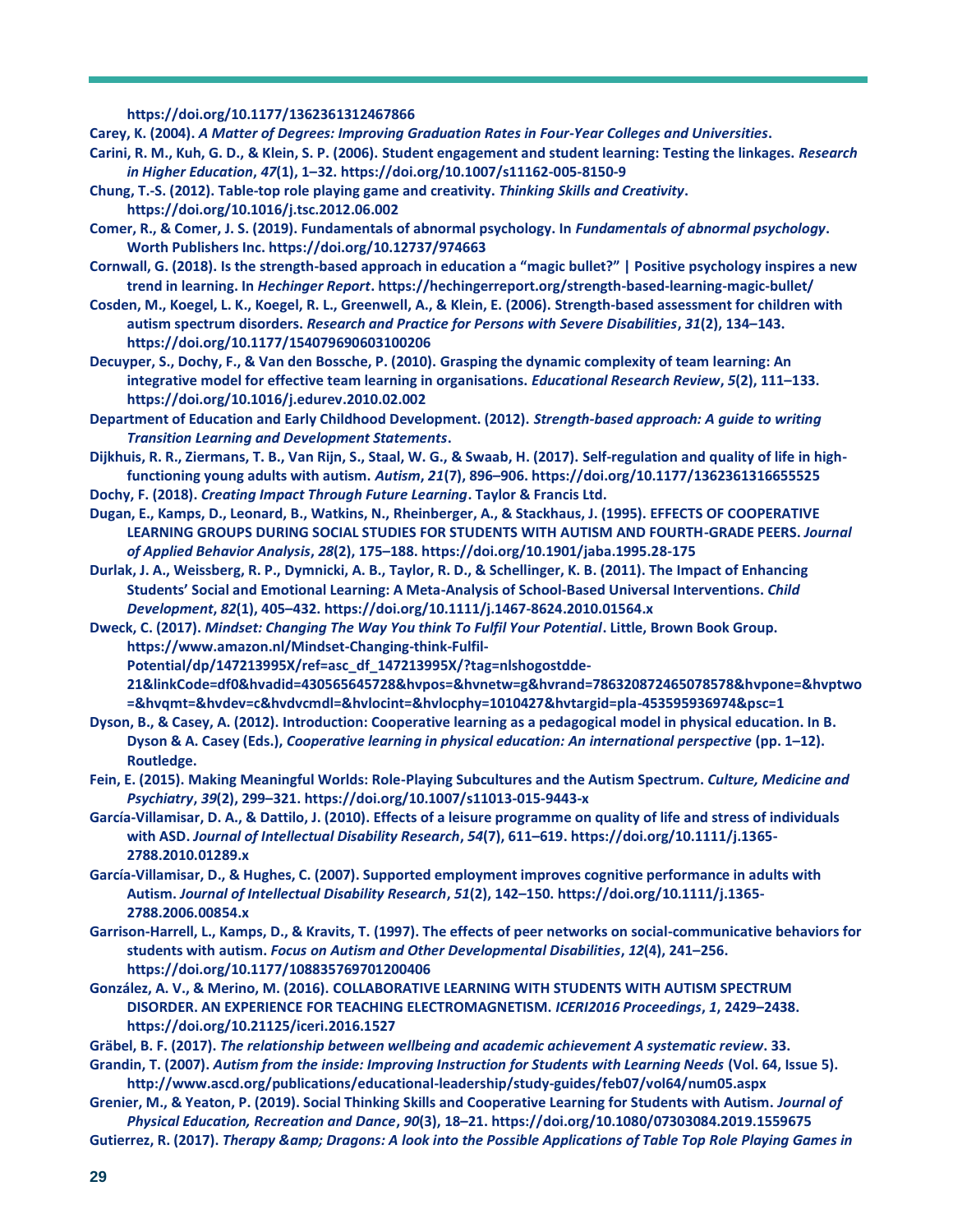https://doi.org/10.1177/1362361312467866

Carey, K. (2004). *A Matter of Degrees: Improving Graduation Rates in Four-Year Colleges and Universities*.

Carini, R. M., Kuh, G. D., & Klein, S. P. (2006). Student engagement and student learning: Testing the linkages. *Research in Higher Education*, *47*(1), 1–32. https://doi.org/10.1007/s11162-005-8150-9

Chung, T.-S. (2012). Table-top role playing game and creativity. *Thinking Skills and Creativity*. https://doi.org/10.1016/j.tsc.2012.06.002

Comer, R., & Comer, J. S. (2019). Fundamentals of abnormal psychology. In *Fundamentals of abnormal psychology*. Worth Publishers Inc. https://doi.org/10.12737/974663

Cornwall, G. (2018). Is the strength-based approach in education a "magic bullet?" | Positive psychology inspires a new trend in learning. In *Hechinger Report*. https://hechingerreport.org/strength-based-learning-magic-bullet/

Cosden, M., Koegel, L. K., Koegel, R. L., Greenwell, A., & Klein, E. (2006). Strength-based assessment for children with autism spectrum disorders. *Research and Practice for Persons with Severe Disabilities*, *31*(2), 134–143. https://doi.org/10.1177/154079690603100206

Decuyper, S., Dochy, F., & Van den Bossche, P. (2010). Grasping the dynamic complexity of team learning: An integrative model for effective team learning in organisations. *Educational Research Review*, *5*(2), 111–133. https://doi.org/10.1016/j.edurev.2010.02.002

Department of Education and Early Childhood Development. (2012). *Strength-based approach: A guide to writing Transition Learning and Development Statements*.

Dijkhuis, R. R., Ziermans, T. B., Van Rijn, S., Staal, W. G., & Swaab, H. (2017). Self-regulation and quality of life in high-functioning young adults with autism. *Autism*, *21*(7), 896–906. https://doi.org/10.1177/1362361316655525

Dochy, F. (2018). *Creating Impact Through Future Learning*. Taylor & Francis Ltd.

Dugan, E., Kamps, D., Leonard, B., Watkins, N., Rheinberger, A., & Stackhaus, J. (1995). EFFECTS OF COOPERATIVE LEARNING GROUPS DURING SOCIAL STUDIES FOR STUDENTS WITH AUTISM AND FOURTH-GRADE PEERS. *Journal of Applied Behavior Analysis*, *28*(2), 175–188. https://doi.org/10.1901/jaba.1995.28-175

Durlak, J. A., Weissberg, R. P., Dymnicki, A. B., Taylor, R. D., & Schellinger, K. B. (2011). The Impact of Enhancing Students' Social and Emotional Learning: A Meta-Analysis of School-Based Universal Interventions. *Child Development*, *82*(1), 405–432. https://doi.org/10.1111/j.1467-8624.2010.01564.x

Dweck, C. (2017). *Mindset: Changing The Way You think To Fulfil Your Potential*. Little, Brown Book Group. https://www.amazon.nl/Mindset-Changing-think-Fulfil-Potential/dp/147213995X/ref=asc_df_147213995X/?tag=nlshogostdde-21&linkCode=df0&hvadid=430565645728&hvpos=&hvnetw=g&hvrand=786320872465078578&hvpone=&hvptwo=&hvqmt=&hvdev=c&hvdvcmdl=&hvlocint=&hvlocphy=1010427&hvtargid=pla-453595936974&psc=1

Dyson, B., & Casey, A. (2012). Introduction: Cooperative learning as a pedagogical model in physical education. In B. Dyson & A. Casey (Eds.), *Cooperative learning in physical education: An international perspective* (pp. 1–12). Routledge.

Fein, E. (2015). Making Meaningful Worlds: Role-Playing Subcultures and the Autism Spectrum. *Culture, Medicine and Psychiatry*, *39*(2), 299–321. https://doi.org/10.1007/s11013-015-9443-x

García-Villamisar, D. A., & Dattilo, J. (2010). Effects of a leisure programme on quality of life and stress of individuals with ASD. *Journal of Intellectual Disability Research*, *54*(7), 611–619. https://doi.org/10.1111/j.1365-2788.2010.01289.x

García-Villamisar, D., & Hughes, C. (2007). Supported employment improves cognitive performance in adults with Autism. *Journal of Intellectual Disability Research*, *51*(2), 142–150. https://doi.org/10.1111/j.1365-2788.2006.00854.x

Garrison-Harrell, L., Kamps, D., & Kravits, T. (1997). The effects of peer networks on social-communicative behaviors for students with autism. *Focus on Autism and Other Developmental Disabilities*, *12*(4), 241–256. https://doi.org/10.1177/108835769701200406

González, A. V., & Merino, M. (2016). COLLABORATIVE LEARNING WITH STUDENTS WITH AUTISM SPECTRUM DISORDER. AN EXPERIENCE FOR TEACHING ELECTROMAGNETISM. *ICERI2016 Proceedings*, *1*, 2429–2438. https://doi.org/10.21125/iceri.2016.1527

Gräbel, B. F. (2017). *The relationship between wellbeing and academic achievement A systematic review*. 33.

Grandin, T. (2007). *Autism from the inside: Improving Instruction for Students with Learning Needs* (Vol. 64, Issue 5). http://www.ascd.org/publications/educational-leadership/study-guides/feb07/vol64/num05.aspx

Grenier, M., & Yeaton, P. (2019). Social Thinking Skills and Cooperative Learning for Students with Autism. *Journal of Physical Education, Recreation and Dance*, *90*(3), 18–21. https://doi.org/10.1080/07303084.2019.1559675

Gutierrez, R. (2017). *Therapy &amp; Dragons: A look into the Possible Applications of Table Top Role Playing Games in*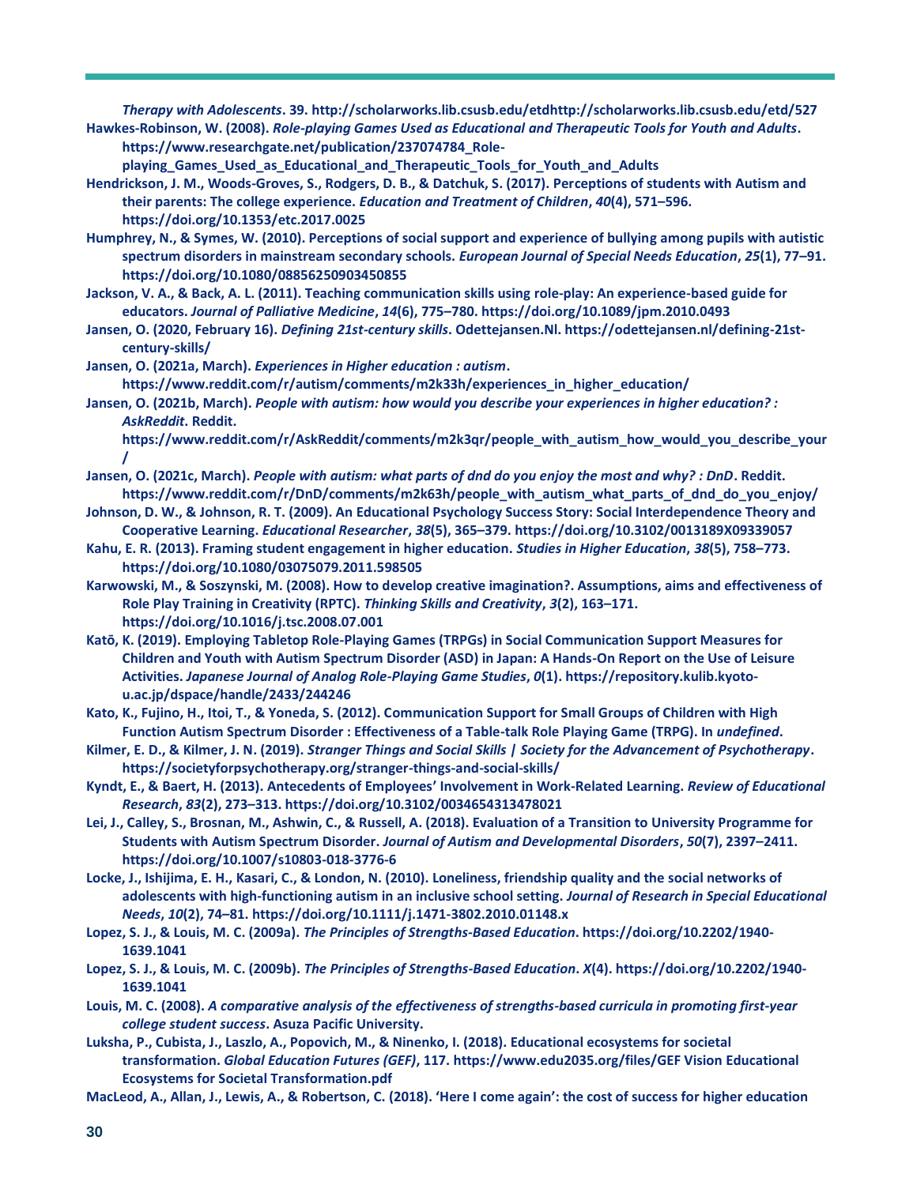*Therapy with Adolescents*. 39. http://scholarworks.lib.csusb.edu/etdhttp://scholarworks.lib.csusb.edu/etd/527

Hawkes-Robinson, W. (2008). *Role-playing Games Used as Educational and Therapeutic Tools for Youth and Adults*. https://www.researchgate.net/publication/237074784_Role-playing_Games_Used_as_Educational_and_Therapeutic_Tools_for_Youth_and_Adults

Hendrickson, J. M., Woods-Groves, S., Rodgers, D. B., & Datchuk, S. (2017). Perceptions of students with Autism and their parents: The college experience. *Education and Treatment of Children*, *40*(4), 571–596. https://doi.org/10.1353/etc.2017.0025

Humphrey, N., & Symes, W. (2010). Perceptions of social support and experience of bullying among pupils with autistic spectrum disorders in mainstream secondary schools. *European Journal of Special Needs Education*, *25*(1), 77–91. https://doi.org/10.1080/08856250903450855

Jackson, V. A., & Back, A. L. (2011). Teaching communication skills using role-play: An experience-based guide for educators. *Journal of Palliative Medicine*, *14*(6), 775–780. https://doi.org/10.1089/jpm.2010.0493

Jansen, O. (2020, February 16). *Defining 21st-century skills*. Odettejansen.Nl. https://odettejansen.nl/defining-21st-century-skills/

Jansen, O. (2021a, March). *Experiences in Higher education : autism*. https://www.reddit.com/r/autism/comments/m2k33h/experiences_in_higher_education/

Jansen, O. (2021b, March). *People with autism: how would you describe your experiences in higher education? : AskReddit*. Reddit. https://www.reddit.com/r/AskReddit/comments/m2k3qr/people_with_autism_how_would_you_describe_your/

Jansen, O. (2021c, March). *People with autism: what parts of dnd do you enjoy the most and why? : DnD*. Reddit. https://www.reddit.com/r/DnD/comments/m2k63h/people_with_autism_what_parts_of_dnd_do_you_enjoy/

Johnson, D. W., & Johnson, R. T. (2009). An Educational Psychology Success Story: Social Interdependence Theory and Cooperative Learning. *Educational Researcher*, *38*(5), 365–379. https://doi.org/10.3102/0013189X09339057

Kahu, E. R. (2013). Framing student engagement in higher education. *Studies in Higher Education*, *38*(5), 758–773. https://doi.org/10.1080/03075079.2011.598505

Karwowski, M., & Soszynski, M. (2008). How to develop creative imagination?. Assumptions, aims and effectiveness of Role Play Training in Creativity (RPTC). *Thinking Skills and Creativity*, *3*(2), 163–171. https://doi.org/10.1016/j.tsc.2008.07.001

Katō, K. (2019). Employing Tabletop Role-Playing Games (TRPGs) in Social Communication Support Measures for Children and Youth with Autism Spectrum Disorder (ASD) in Japan: A Hands-On Report on the Use of Leisure Activities. *Japanese Journal of Analog Role-Playing Game Studies*, *0*(1). https://repository.kulib.kyoto-u.ac.jp/dspace/handle/2433/244246

Kato, K., Fujino, H., Itoi, T., & Yoneda, S. (2012). Communication Support for Small Groups of Children with High Function Autism Spectrum Disorder : Effectiveness of a Table-talk Role Playing Game (TRPG). In *undefined*.

Kilmer, E. D., & Kilmer, J. N. (2019). *Stranger Things and Social Skills | Society for the Advancement of Psychotherapy*. https://societyforpsychotherapy.org/stranger-things-and-social-skills/

Kyndt, E., & Baert, H. (2013). Antecedents of Employees' Involvement in Work-Related Learning. *Review of Educational Research*, *83*(2), 273–313. https://doi.org/10.3102/0034654313478021

Lei, J., Calley, S., Brosnan, M., Ashwin, C., & Russell, A. (2018). Evaluation of a Transition to University Programme for Students with Autism Spectrum Disorder. *Journal of Autism and Developmental Disorders*, *50*(7), 2397–2411. https://doi.org/10.1007/s10803-018-3776-6

Locke, J., Ishijima, E. H., Kasari, C., & London, N. (2010). Loneliness, friendship quality and the social networks of adolescents with high-functioning autism in an inclusive school setting. *Journal of Research in Special Educational Needs*, *10*(2), 74–81. https://doi.org/10.1111/j.1471-3802.2010.01148.x

Lopez, S. J., & Louis, M. C. (2009a). *The Principles of Strengths-Based Education*. https://doi.org/10.2202/1940-1639.1041

Lopez, S. J., & Louis, M. C. (2009b). *The Principles of Strengths-Based Education*. *X*(4). https://doi.org/10.2202/1940-1639.1041

Louis, M. C. (2008). *A comparative analysis of the effectiveness of strengths-based curricula in promoting first-year college student success*. Asuza Pacific University.

Luksha, P., Cubista, J., Laszlo, A., Popovich, M., & Ninenko, I. (2018). Educational ecosystems for societal transformation. *Global Education Futures (GEF)*, 117. https://www.edu2035.org/files/GEF Vision Educational Ecosystems for Societal Transformation.pdf

MacLeod, A., Allan, J., Lewis, A., & Robertson, C. (2018). 'Here I come again': the cost of success for higher education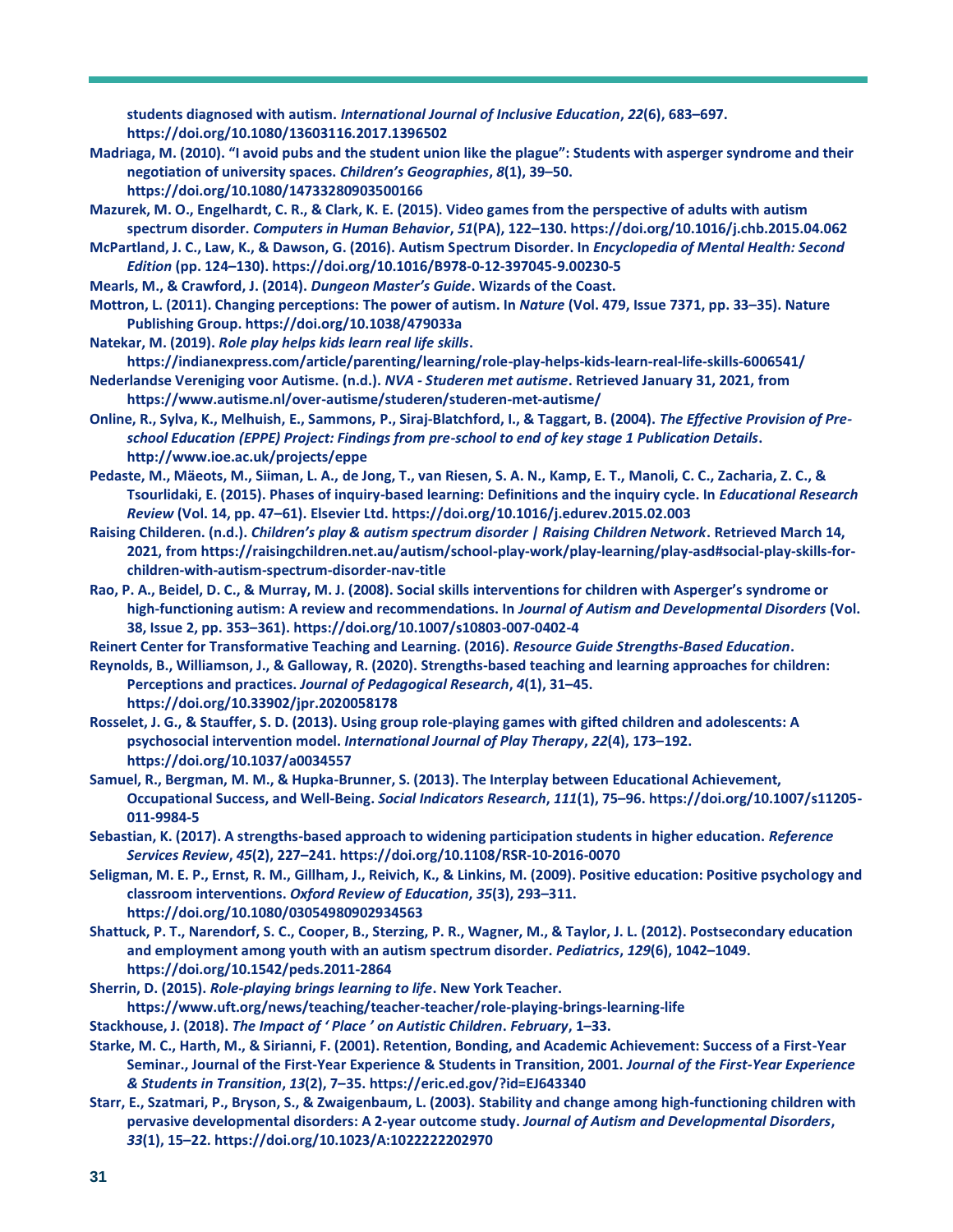students diagnosed with autism. *International Journal of Inclusive Education*, *22*(6), 683–697. https://doi.org/10.1080/13603116.2017.1396502

Madriaga, M. (2010). "I avoid pubs and the student union like the plague": Students with asperger syndrome and their negotiation of university spaces. *Children's Geographies*, *8*(1), 39–50. https://doi.org/10.1080/14733280903500166

Mazurek, M. O., Engelhardt, C. R., & Clark, K. E. (2015). Video games from the perspective of adults with autism spectrum disorder. *Computers in Human Behavior*, *51*(PA), 122–130. https://doi.org/10.1016/j.chb.2015.04.062

McPartland, J. C., Law, K., & Dawson, G. (2016). Autism Spectrum Disorder. In *Encyclopedia of Mental Health: Second Edition* (pp. 124–130). https://doi.org/10.1016/B978-0-12-397045-9.00230-5

Mearls, M., & Crawford, J. (2014). *Dungeon Master's Guide*. Wizards of the Coast.

Mottron, L. (2011). Changing perceptions: The power of autism. In *Nature* (Vol. 479, Issue 7371, pp. 33–35). Nature Publishing Group. https://doi.org/10.1038/479033a

Natekar, M. (2019). *Role play helps kids learn real life skills*. https://indianexpress.com/article/parenting/learning/role-play-helps-kids-learn-real-life-skills-6006541/

Nederlandse Vereniging voor Autisme. (n.d.). *NVA - Studeren met autisme*. Retrieved January 31, 2021, from https://www.autisme.nl/over-autisme/studeren/studeren-met-autisme/

Online, R., Sylva, K., Melhuish, E., Sammons, P., Siraj-Blatchford, I., & Taggart, B. (2004). *The Effective Provision of Pre-school Education (EPPE) Project: Findings from pre-school to end of key stage 1 Publication Details*. http://www.ioe.ac.uk/projects/eppe

Pedaste, M., Mäeots, M., Siiman, L. A., de Jong, T., van Riesen, S. A. N., Kamp, E. T., Manoli, C. C., Zacharia, Z. C., & Tsourlidaki, E. (2015). Phases of inquiry-based learning: Definitions and the inquiry cycle. In *Educational Research Review* (Vol. 14, pp. 47–61). Elsevier Ltd. https://doi.org/10.1016/j.edurev.2015.02.003

Raising Childeren. (n.d.). *Children's play & autism spectrum disorder | Raising Children Network*. Retrieved March 14, 2021, from https://raisingchildren.net.au/autism/school-play-work/play-learning/play-asd#social-play-skills-for-children-with-autism-spectrum-disorder-nav-title

Rao, P. A., Beidel, D. C., & Murray, M. J. (2008). Social skills interventions for children with Asperger's syndrome or high-functioning autism: A review and recommendations. In *Journal of Autism and Developmental Disorders* (Vol. 38, Issue 2, pp. 353–361). https://doi.org/10.1007/s10803-007-0402-4

Reinert Center for Transformative Teaching and Learning. (2016). *Resource Guide Strengths-Based Education*.

Reynolds, B., Williamson, J., & Galloway, R. (2020). Strengths-based teaching and learning approaches for children: Perceptions and practices. *Journal of Pedagogical Research*, *4*(1), 31–45. https://doi.org/10.33902/jpr.2020058178

Rosselet, J. G., & Stauffer, S. D. (2013). Using group role-playing games with gifted children and adolescents: A psychosocial intervention model. *International Journal of Play Therapy*, *22*(4), 173–192. https://doi.org/10.1037/a0034557

Samuel, R., Bergman, M. M., & Hupka-Brunner, S. (2013). The Interplay between Educational Achievement, Occupational Success, and Well-Being. *Social Indicators Research*, *111*(1), 75–96. https://doi.org/10.1007/s11205-011-9984-5

Sebastian, K. (2017). A strengths-based approach to widening participation students in higher education. *Reference Services Review*, *45*(2), 227–241. https://doi.org/10.1108/RSR-10-2016-0070

Seligman, M. E. P., Ernst, R. M., Gillham, J., Reivich, K., & Linkins, M. (2009). Positive education: Positive psychology and classroom interventions. *Oxford Review of Education*, *35*(3), 293–311. https://doi.org/10.1080/03054980902934563

Shattuck, P. T., Narendorf, S. C., Cooper, B., Sterzing, P. R., Wagner, M., & Taylor, J. L. (2012). Postsecondary education and employment among youth with an autism spectrum disorder. *Pediatrics*, *129*(6), 1042–1049. https://doi.org/10.1542/peds.2011-2864

Sherrin, D. (2015). *Role-playing brings learning to life*. New York Teacher. https://www.uft.org/news/teaching/teacher-teacher/role-playing-brings-learning-life

Stackhouse, J. (2018). *The Impact of ' Place ' on Autistic Children*. *February*, 1–33.

Starke, M. C., Harth, M., & Sirianni, F. (2001). Retention, Bonding, and Academic Achievement: Success of a First-Year Seminar., Journal of the First-Year Experience & Students in Transition, 2001. *Journal of the First-Year Experience & Students in Transition*, *13*(2), 7–35. https://eric.ed.gov/?id=EJ643340

Starr, E., Szatmari, P., Bryson, S., & Zwaigenbaum, L. (2003). Stability and change among high-functioning children with pervasive developmental disorders: A 2-year outcome study. *Journal of Autism and Developmental Disorders*, *33*(1), 15–22. https://doi.org/10.1023/A:1022222202970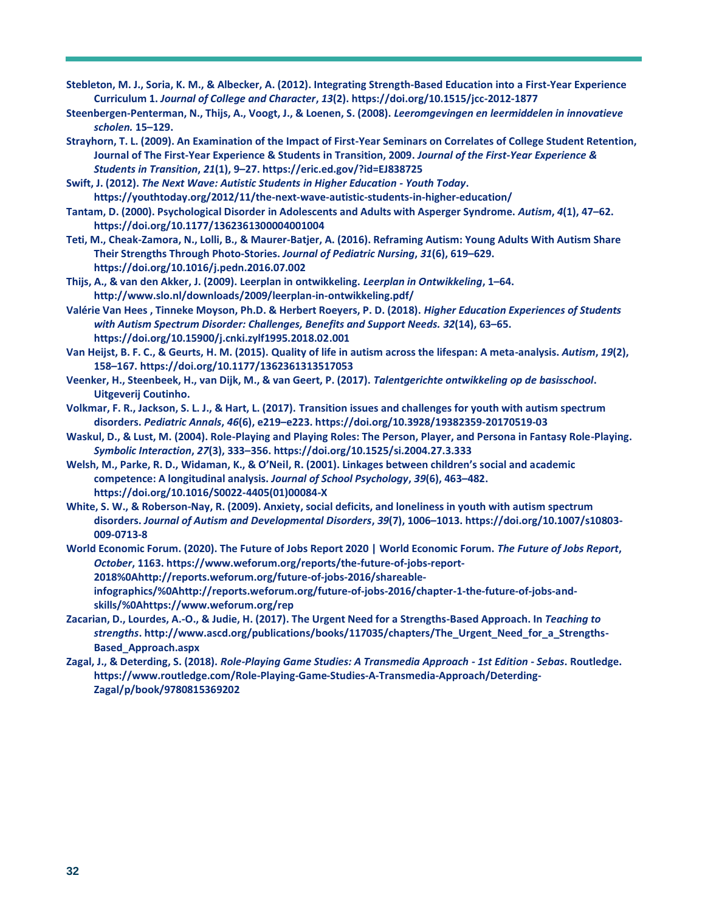Stebleton, M. J., Soria, K. M., & Albecker, A. (2012). Integrating Strength-Based Education into a First-Year Experience Curriculum 1. *Journal of College and Character*, *13*(2). https://doi.org/10.1515/jcc-2012-1877

Steenbergen-Penterman, N., Thijs, A., Voogt, J., & Loenen, S. (2008). *Leeromgevingen en leermiddelen in innovatieve scholen.* 15–129.

Strayhorn, T. L. (2009). An Examination of the Impact of First-Year Seminars on Correlates of College Student Retention, Journal of The First-Year Experience & Students in Transition, 2009. *Journal of the First-Year Experience & Students in Transition*, *21*(1), 9–27. https://eric.ed.gov/?id=EJ838725

Swift, J. (2012). *The Next Wave: Autistic Students in Higher Education - Youth Today*. https://youthtoday.org/2012/11/the-next-wave-autistic-students-in-higher-education/

Tantam, D. (2000). Psychological Disorder in Adolescents and Adults with Asperger Syndrome. *Autism*, *4*(1), 47–62. https://doi.org/10.1177/1362361300004001004

Teti, M., Cheak-Zamora, N., Lolli, B., & Maurer-Batjer, A. (2016). Reframing Autism: Young Adults With Autism Share Their Strengths Through Photo-Stories. *Journal of Pediatric Nursing*, *31*(6), 619–629. https://doi.org/10.1016/j.pedn.2016.07.002

Thijs, A., & van den Akker, J. (2009). Leerplan in ontwikkeling. *Leerplan in Ontwikkeling*, 1–64. http://www.slo.nl/downloads/2009/leerplan-in-ontwikkeling.pdf/

Valérie Van Hees , Tinneke Moyson, Ph.D. & Herbert Roeyers, P. D. (2018). *Higher Education Experiences of Students with Autism Spectrum Disorder: Challenges, Benefits and Support Needs. 32*(14), 63–65. https://doi.org/10.15900/j.cnki.zylf1995.2018.02.001

Van Heijst, B. F. C., & Geurts, H. M. (2015). Quality of life in autism across the lifespan: A meta-analysis. *Autism*, *19*(2), 158–167. https://doi.org/10.1177/1362361313517053

Veenker, H., Steenbeek, H., van Dijk, M., & van Geert, P. (2017). *Talentgerichte ontwikkeling op de basisschool*. Uitgeverij Coutinho.

Volkmar, F. R., Jackson, S. L. J., & Hart, L. (2017). Transition issues and challenges for youth with autism spectrum disorders. *Pediatric Annals*, *46*(6), e219–e223. https://doi.org/10.3928/19382359-20170519-03

Waskul, D., & Lust, M. (2004). Role-Playing and Playing Roles: The Person, Player, and Persona in Fantasy Role-Playing. *Symbolic Interaction*, *27*(3), 333–356. https://doi.org/10.1525/si.2004.27.3.333

Welsh, M., Parke, R. D., Widaman, K., & O'Neil, R. (2001). Linkages between children's social and academic competence: A longitudinal analysis. *Journal of School Psychology*, *39*(6), 463–482. https://doi.org/10.1016/S0022-4405(01)00084-X

White, S. W., & Roberson-Nay, R. (2009). Anxiety, social deficits, and loneliness in youth with autism spectrum disorders. *Journal of Autism and Developmental Disorders*, *39*(7), 1006–1013. https://doi.org/10.1007/s10803-009-0713-8

World Economic Forum. (2020). The Future of Jobs Report 2020 | World Economic Forum. *The Future of Jobs Report*, *October*, 1163. https://www.weforum.org/reports/the-future-of-jobs-report-2018%0Ahttp://reports.weforum.org/future-of-jobs-2016/shareable-infographics/%0Ahttp://reports.weforum.org/future-of-jobs-2016/chapter-1-the-future-of-jobs-and-skills/%0Ahttps://www.weforum.org/rep

Zacarian, D., Lourdes, A.-O., & Judie, H. (2017). The Urgent Need for a Strengths-Based Approach. In *Teaching to strengths*. http://www.ascd.org/publications/books/117035/chapters/The_Urgent_Need_for_a_Strengths-Based_Approach.aspx

Zagal, J., & Deterding, S. (2018). *Role-Playing Game Studies: A Transmedia Approach - 1st Edition - Sebas*. Routledge. https://www.routledge.com/Role-Playing-Game-Studies-A-Transmedia-Approach/Deterding-Zagal/p/book/9780815369202